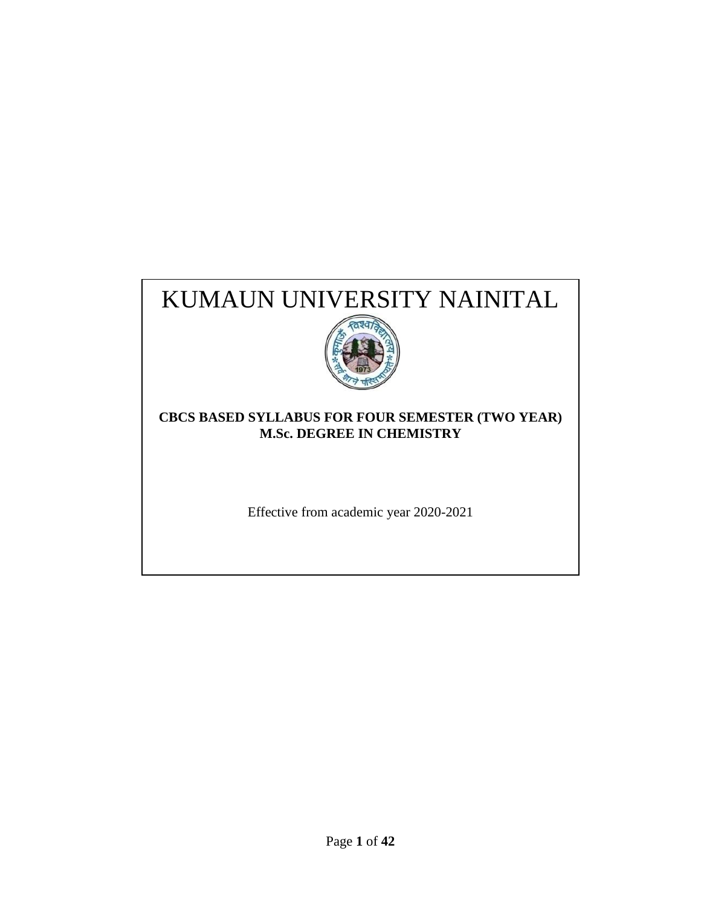# KUMAUN UNIVERSITY NAINITAL

**CBCS BASED SYLLABUS FOR FOUR SEMESTER (TWO YEAR) M.Sc. DEGREE IN CHEMISTRY**

Effective from academic year 2020-2021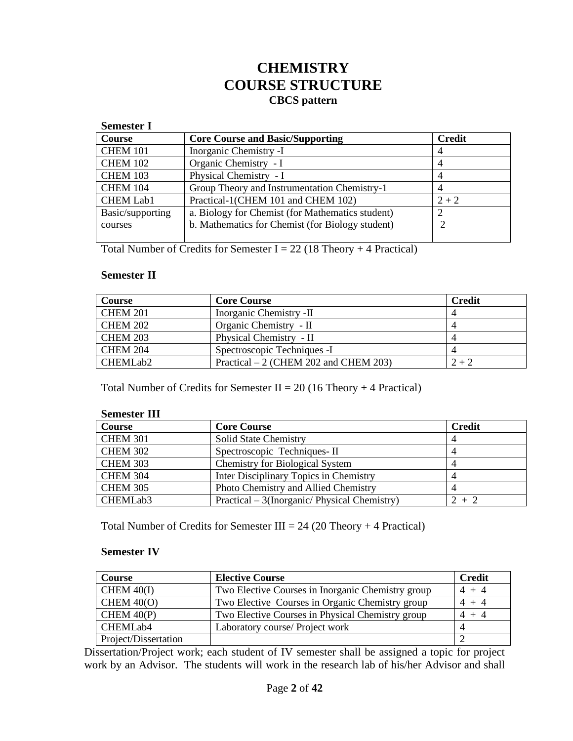# CHEMISTRY
# COURSE STRUCTURE
### CBCS pattern

**Semester I**

| Course | Core Course and Basic/Supporting | Credit |
|---|---|---|
| CHEM 101 | Inorganic Chemistry -I | 4 |
| CHEM 102 | Organic Chemistry - I | 4 |
| CHEM 103 | Physical Chemistry - I | 4 |
| CHEM 104 | Group Theory and Instrumentation Chemistry-1 | 4 |
| CHEM Lab1 | Practical-1(CHEM 101 and CHEM 102) | 2 + 2 |
| Basic/supporting courses | a. Biology for Chemist (for Mathematics student)<br>b. Mathematics for Chemist (for Biology student) | 2<br>2 |

Total Number of Credits for Semester I = 22 (18 Theory + 4 Practical)

**Semester II**

| Course | Core Course | Credit |
|---|---|---|
| CHEM 201 | Inorganic Chemistry -II | 4 |
| CHEM 202 | Organic Chemistry - II | 4 |
| CHEM 203 | Physical Chemistry - II | 4 |
| CHEM 204 | Spectroscopic Techniques -I | 4 |
| CHEMLab2 | Practical – 2 (CHEM 202 and CHEM 203) | 2 + 2 |

Total Number of Credits for Semester II = 20 (16 Theory + 4 Practical)

**Semester III**

| Course | Core Course | Credit |
|---|---|---|
| CHEM 301 | Solid State Chemistry | 4 |
| CHEM 302 | Spectroscopic Techniques- II | 4 |
| CHEM 303 | Chemistry for Biological System | 4 |
| CHEM 304 | Inter Disciplinary Topics in Chemistry | 4 |
| CHEM 305 | Photo Chemistry and Allied Chemistry | 4 |
| CHEMLab3 | Practical – 3(Inorganic/ Physical Chemistry) | 2 + 2 |

Total Number of Credits for Semester III = 24 (20 Theory + 4 Practical)

**Semester IV**

| Course | Elective Course | Credit |
|---|---|---|
| CHEM 40(I) | Two Elective Courses in Inorganic Chemistry group | 4 + 4 |
| CHEM 40(O) | Two Elective Courses in Organic Chemistry group | 4 + 4 |
| CHEM 40(P) | Two Elective Courses in Physical Chemistry group | 4 + 4 |
| CHEMLab4 | Laboratory course/ Project work | 4 |
| Project/Dissertation | | 2 |

Dissertation/Project work; each student of IV semester shall be assigned a topic for project work by an Advisor. The students will work in the research lab of his/her Advisor and shall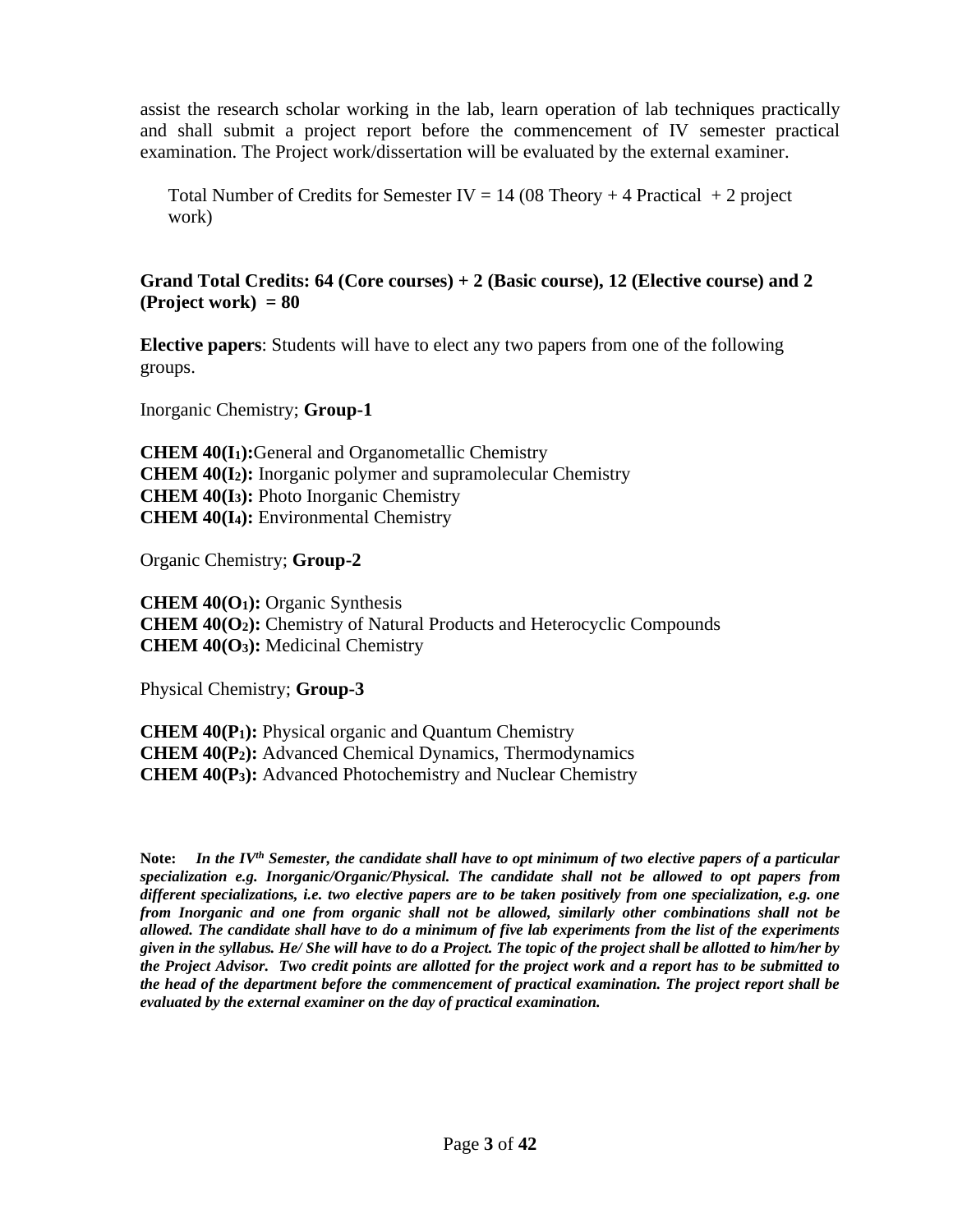assist the research scholar working in the lab, learn operation of lab techniques practically and shall submit a project report before the commencement of IV semester practical examination. The Project work/dissertation will be evaluated by the external examiner.

Total Number of Credits for Semester IV = 14 (08 Theory + 4 Practical + 2 project work)

**Grand Total Credits: 64 (Core courses) + 2 (Basic course), 12 (Elective course) and 2 (Project work) = 80**

**Elective papers**: Students will have to elect any two papers from one of the following groups.

Inorganic Chemistry; **Group-1**

**CHEM 40($I_1$):** General and Organometallic Chemistry
**CHEM 40($I_2$):** Inorganic polymer and supramolecular Chemistry
**CHEM 40($I_3$):** Photo Inorganic Chemistry
**CHEM 40($I_4$):** Environmental Chemistry

Organic Chemistry; **Group-2**

**CHEM 40($O_1$):** Organic Synthesis
**CHEM 40($O_2$):** Chemistry of Natural Products and Heterocyclic Compounds
**CHEM 40($O_3$):** Medicinal Chemistry

Physical Chemistry; **Group-3**

**CHEM 40($P_1$):** Physical organic and Quantum Chemistry
**CHEM 40($P_2$):** Advanced Chemical Dynamics, Thermodynamics
**CHEM 40($P_3$):** Advanced Photochemistry and Nuclear Chemistry

**Note:** ***In the IV$^{th}$ Semester, the candidate shall have to opt minimum of two elective papers of a particular specialization e.g. Inorganic/Organic/Physical. The candidate shall not be allowed to opt papers from different specializations, i.e. two elective papers are to be taken positively from one specialization, e.g. one from Inorganic and one from organic shall not be allowed, similarly other combinations shall not be allowed. The candidate shall have to do a minimum of five lab experiments from the list of the experiments given in the syllabus. He/ She will have to do a Project. The topic of the project shall be allotted to him/her by the Project Advisor. Two credit points are allotted for the project work and a report has to be submitted to the head of the department before the commencement of practical examination. The project report shall be evaluated by the external examiner on the day of practical examination.***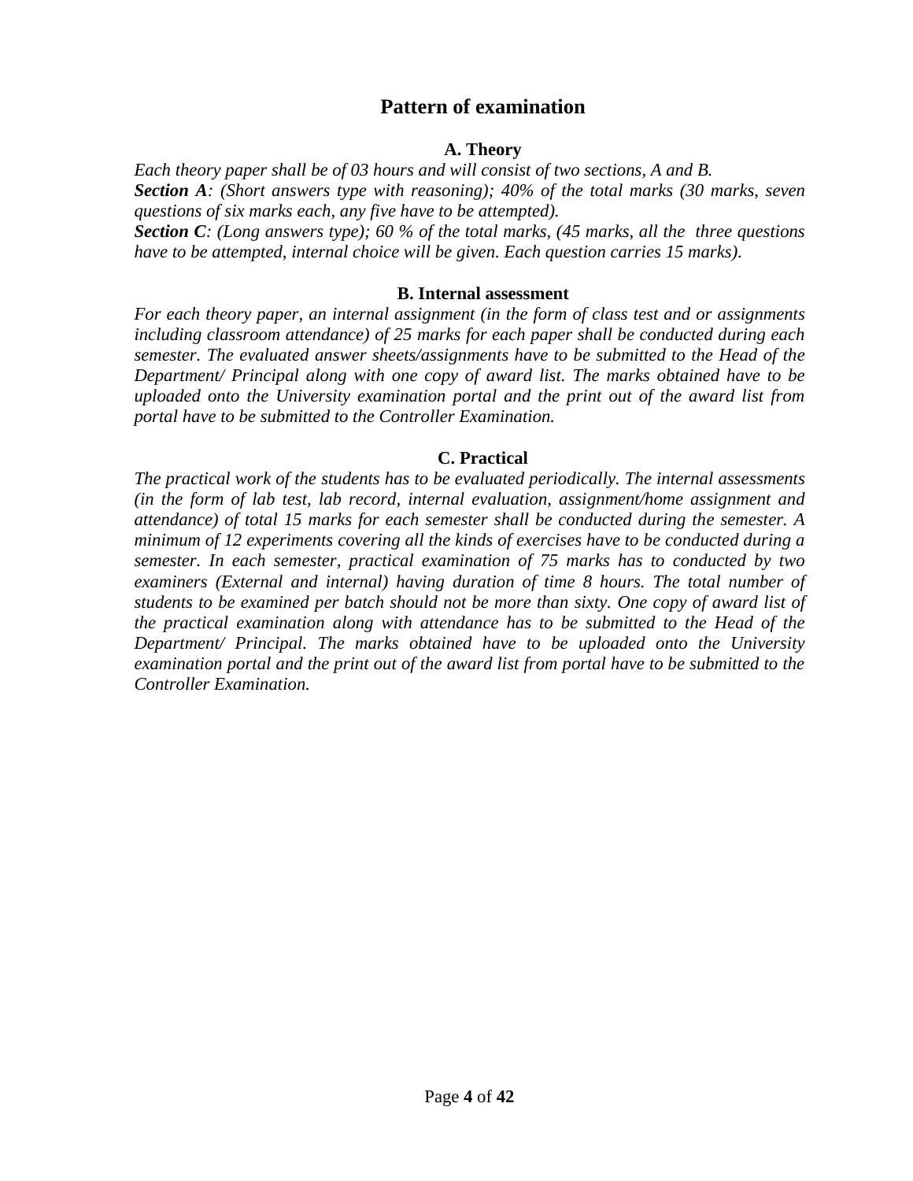# Pattern of examination

### A. Theory

*Each theory paper shall be of 03 hours and will consist of two sections, A and B.*
***Section A**: (Short answers type with reasoning); 40% of the total marks (30 marks, seven questions of six marks each, any five have to be attempted).*
***Section C**: (Long answers type); 60 % of the total marks, (45 marks, all the three questions have to be attempted, internal choice will be given. Each question carries 15 marks).*

### B. Internal assessment

*For each theory paper, an internal assignment (in the form of class test and or assignments including classroom attendance) of 25 marks for each paper shall be conducted during each semester. The evaluated answer sheets/assignments have to be submitted to the Head of the Department/ Principal along with one copy of award list. The marks obtained have to be uploaded onto the University examination portal and the print out of the award list from portal have to be submitted to the Controller Examination.*

### C. Practical

*The practical work of the students has to be evaluated periodically. The internal assessments (in the form of lab test, lab record, internal evaluation, assignment/home assignment and attendance) of total 15 marks for each semester shall be conducted during the semester. A minimum of 12 experiments covering all the kinds of exercises have to be conducted during a semester. In each semester, practical examination of 75 marks has to conducted by two examiners (External and internal) having duration of time 8 hours. The total number of students to be examined per batch should not be more than sixty. One copy of award list of the practical examination along with attendance has to be submitted to the Head of the Department/ Principal. The marks obtained have to be uploaded onto the University examination portal and the print out of the award list from portal have to be submitted to the Controller Examination.*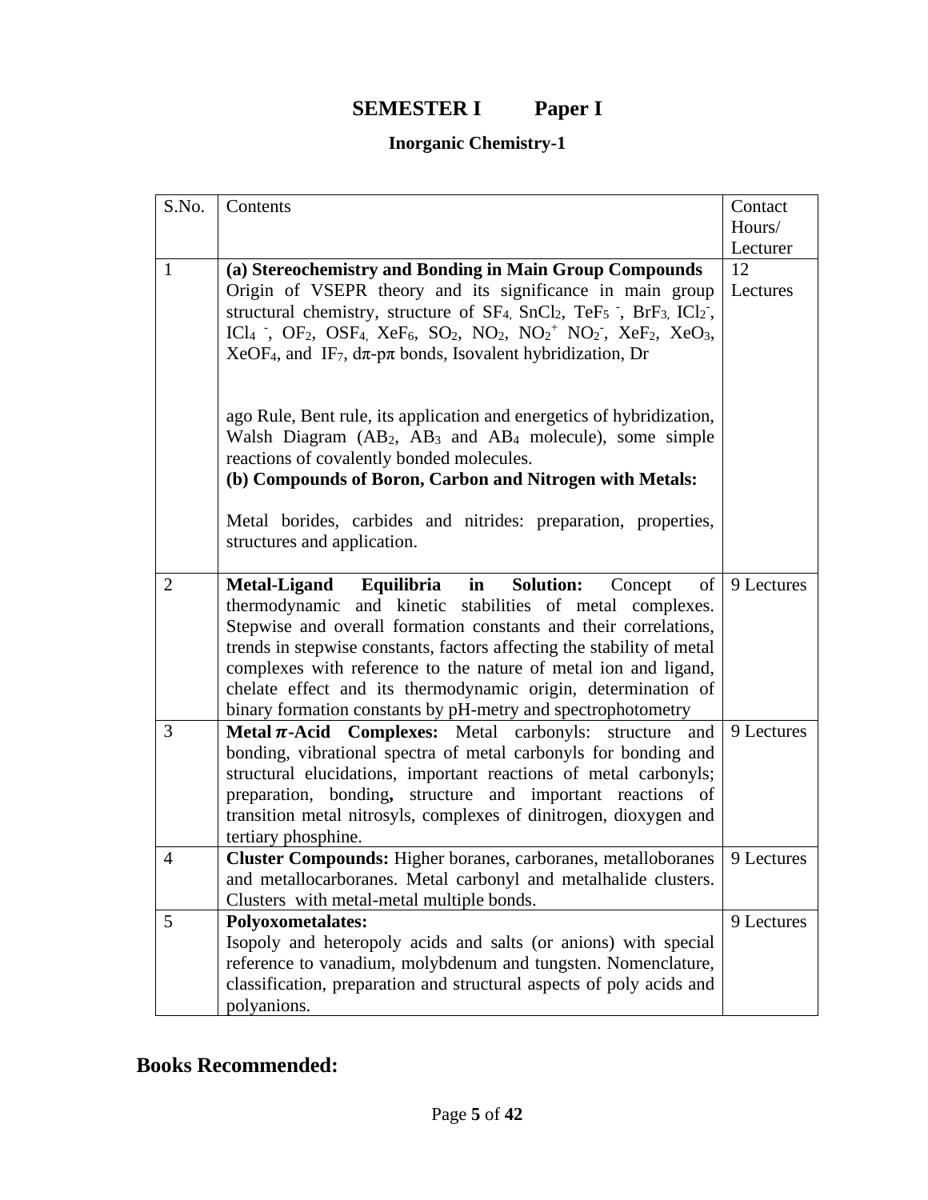# SEMESTER I Paper I

## Inorganic Chemistry-1

| S.No. | Contents | Contact Hours/ Lecturer |
|---|---|---|
| 1 | **(a) Stereochemistry and Bonding in Main Group Compounds** Origin of VSEPR theory and its significance in main group structural chemistry, structure of $SF_4$, $SnCl_2$, $TeF_5^-$, $BrF_3$, $ICl_2^-$, $ICl_4^-$, $OF_2$, $OSF_4$, $XeF_6$, $SO_2$, $NO_2$, $NO_2^+$ $NO_2^-$, $XeF_2$, $XeO_3$, $XeOF_4$, and $IF_7$, dπ-pπ bonds, Isovalent hybridization, Drago Rule, Bent rule, its application and energetics of hybridization, Walsh Diagram ($AB_2$, $AB_3$ and $AB_4$ molecule), some simple reactions of covalently bonded molecules. **(b) Compounds of Boron, Carbon and Nitrogen with Metals:** Metal borides, carbides and nitrides: preparation, properties, structures and application. | 12 Lectures |
| 2 | **Metal-Ligand Equilibria in Solution:** Concept of thermodynamic and kinetic stabilities of metal complexes. Stepwise and overall formation constants and their correlations, trends in stepwise constants, factors affecting the stability of metal complexes with reference to the nature of metal ion and ligand, chelate effect and its thermodynamic origin, determination of binary formation constants by pH-metry and spectrophotometry | 9 Lectures |
| 3 | **Metal π-Acid Complexes:** Metal carbonyls: structure and bonding, vibrational spectra of metal carbonyls for bonding and structural elucidations, important reactions of metal carbonyls; preparation, bonding**,** structure and important reactions of transition metal nitrosyls, complexes of dinitrogen, dioxygen and tertiary phosphine. | 9 Lectures |
| 4 | **Cluster Compounds:** Higher boranes, carboranes, metalloboranes and metallocarboranes. Metal carbonyl and metalhalide clusters. Clusters with metal-metal multiple bonds. | 9 Lectures |
| 5 | **Polyoxometalates:** Isopoly and heteropoly acids and salts (or anions) with special reference to vanadium, molybdenum and tungsten. Nomenclature, classification, preparation and structural aspects of poly acids and polyanions. | 9 Lectures |

## Books Recommended: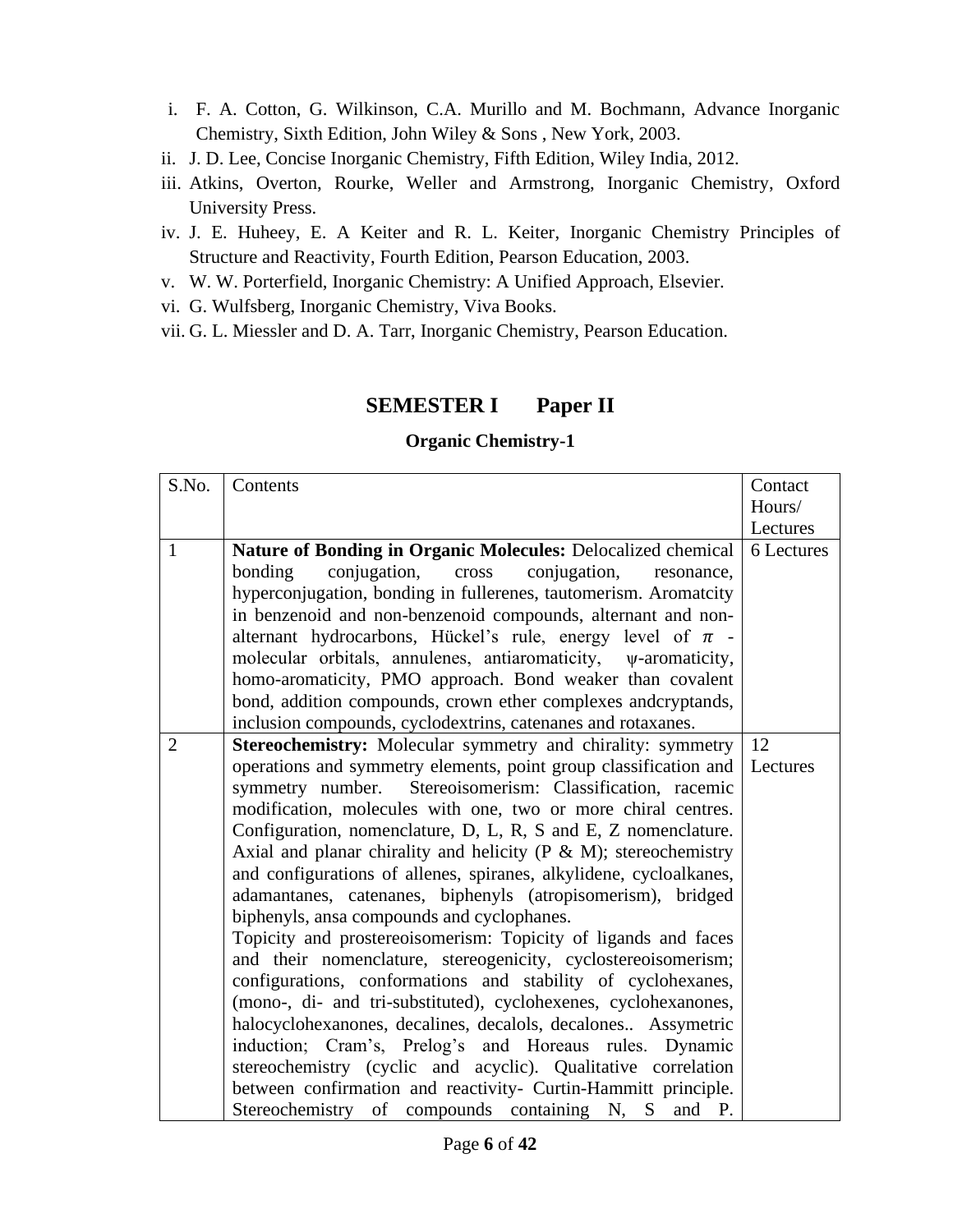i. F. A. Cotton, G. Wilkinson, C.A. Murillo and M. Bochmann, Advance Inorganic Chemistry, Sixth Edition, John Wiley & Sons , New York, 2003.
ii. J. D. Lee, Concise Inorganic Chemistry, Fifth Edition, Wiley India, 2012.
iii. Atkins, Overton, Rourke, Weller and Armstrong, Inorganic Chemistry, Oxford University Press.
iv. J. E. Huheey, E. A Keiter and R. L. Keiter, Inorganic Chemistry Principles of Structure and Reactivity, Fourth Edition, Pearson Education, 2003.
v. W. W. Porterfield, Inorganic Chemistry: A Unified Approach, Elsevier.
vi. G. Wulfsberg, Inorganic Chemistry, Viva Books.
vii. G. L. Miessler and D. A. Tarr, Inorganic Chemistry, Pearson Education.

## SEMESTER I Paper II

### Organic Chemistry-1

| S.No. | Contents | Contact Hours/ Lectures |
|---|---|---|
| 1 | **Nature of Bonding in Organic Molecules:** Delocalized chemical bonding conjugation, cross conjugation, resonance, hyperconjugation, bonding in fullerenes, tautomerism. Aromatcity in benzenoid and non-benzenoid compounds, alternant and non-alternant hydrocarbons, Hückel's rule, energy level of $\pi$ -molecular orbitals, annulenes, antiaromaticity, ψ-aromaticity, homo-aromaticity, PMO approach. Bond weaker than covalent bond, addition compounds, crown ether complexes andcryptands, inclusion compounds, cyclodextrins, catenanes and rotaxanes. | 6 Lectures |
| 2 | **Stereochemistry:** Molecular symmetry and chirality: symmetry operations and symmetry elements, point group classification and symmetry number. Stereoisomerism: Classification, racemic modification, molecules with one, two or more chiral centres. Configuration, nomenclature, D, L, R, S and E, Z nomenclature. Axial and planar chirality and helicity (P & M); stereochemistry and configurations of allenes, spiranes, alkylidene, cycloalkanes, adamantanes, catenanes, biphenyls (atropisomerism), bridged biphenyls, ansa compounds and cyclophanes.<br>Topicity and prostereoisomerism: Topicity of ligands and faces and their nomenclature, stereogenicity, cyclostereoisomerism; configurations, conformations and stability of cyclohexanes, (mono-, di- and tri-substituted), cyclohexenes, cyclohexanones, halocyclohexanones, decalines, decalols, decalones.. Assymetric induction; Cram's, Prelog's and Horeaus rules. Dynamic stereochemistry (cyclic and acyclic). Qualitative correlation between confirmation and reactivity- Curtin-Hammitt principle. Stereochemistry of compounds containing N, S and P. | 12 Lectures |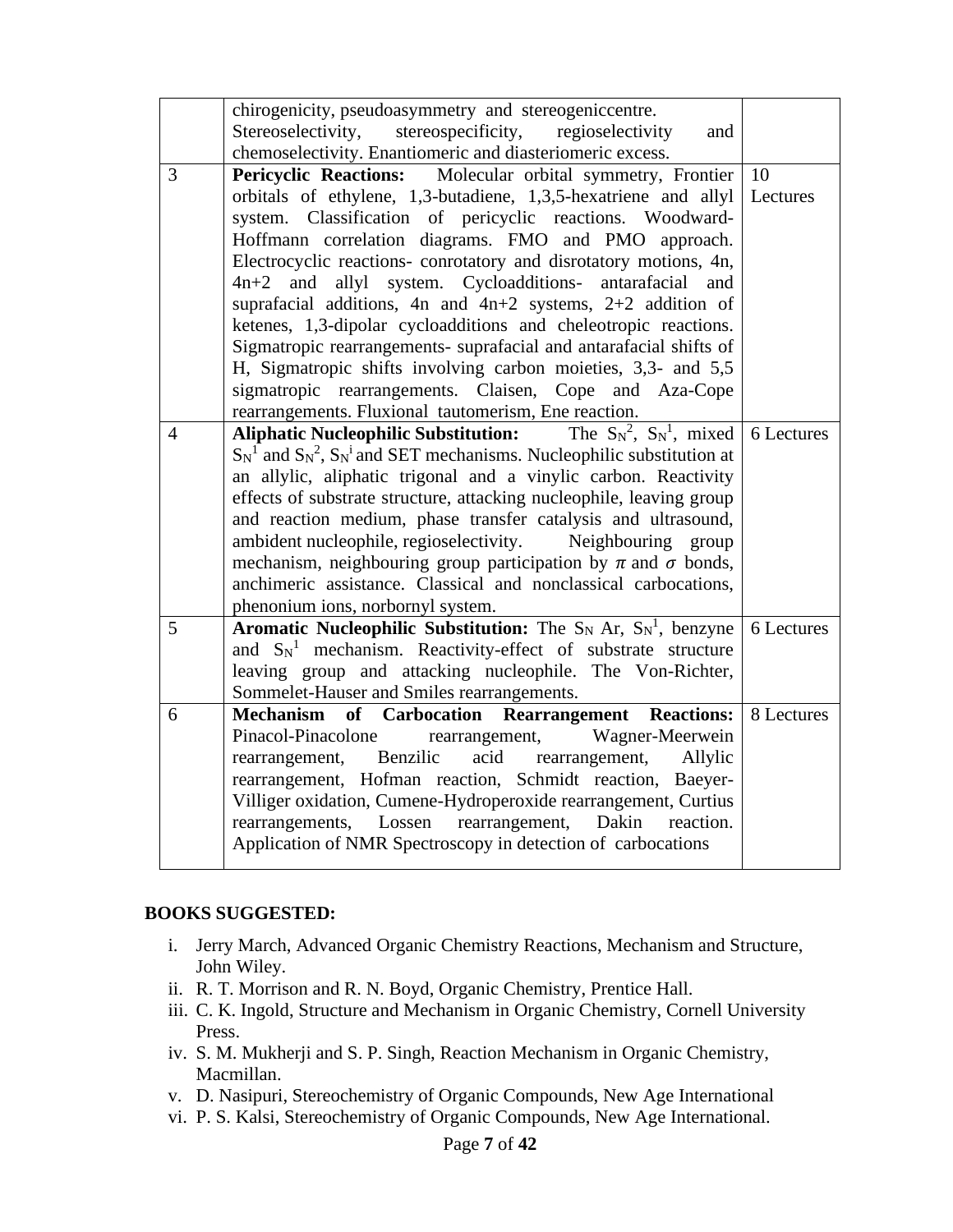| | | |
|---|---|---|
| | chirogenicity, pseudoasymmetry and stereogeniccentre. Stereoselectivity, stereospecificity, regioselectivity and chemoselectivity. Enantiomeric and diasteriomeric excess. | |
| 3 | **Pericyclic Reactions:** Molecular orbital symmetry, Frontier orbitals of ethylene, 1,3-butadiene, 1,3,5-hexatriene and allyl system. Classification of pericyclic reactions. Woodward-Hoffmann correlation diagrams. FMO and PMO approach. Electrocyclic reactions- conrotatory and disrotatory motions, 4n, 4n+2 and allyl system. Cycloadditions- antarafacial and suprafacial additions, 4n and 4n+2 systems, 2+2 addition of ketenes, 1,3-dipolar cycloadditions and cheleotropic reactions. Sigmatropic rearrangements- suprafacial and antarafacial shifts of H, Sigmatropic shifts involving carbon moieties, 3,3- and 5,5 sigmatropic rearrangements. Claisen, Cope and Aza-Cope rearrangements. Fluxional tautomerism, Ene reaction. | 10 Lectures |
| 4 | **Aliphatic Nucleophilic Substitution:** The $S_N^2$, $S_N^1$, mixed $S_N^1$ and $S_N^2$, $S_N^i$ and SET mechanisms. Nucleophilic substitution at an allylic, aliphatic trigonal and a vinylic carbon. Reactivity effects of substrate structure, attacking nucleophile, leaving group and reaction medium, phase transfer catalysis and ultrasound, ambident nucleophile, regioselectivity. Neighbouring group mechanism, neighbouring group participation by $\pi$ and $\sigma$ bonds, anchimeric assistance. Classical and nonclassical carbocations, phenonium ions, norbornyl system. | 6 Lectures |
| 5 | **Aromatic Nucleophilic Substitution:** The $S_N$ Ar, $S_N^1$, benzyne and $S_N^1$ mechanism. Reactivity-effect of substrate structure leaving group and attacking nucleophile. The Von-Richter, Sommelet-Hauser and Smiles rearrangements. | 6 Lectures |
| 6 | **Mechanism of Carbocation Rearrangement Reactions:** Pinacol-Pinacolone rearrangement, Wagner-Meerwein rearrangement, Benzilic acid rearrangement, Allylic rearrangement, Hofman reaction, Schmidt reaction, Baeyer-Villiger oxidation, Cumene-Hydroperoxide rearrangement, Curtius rearrangements, Lossen rearrangement, Dakin reaction. Application of NMR Spectroscopy in detection of carbocations | 8 Lectures |

**BOOKS SUGGESTED:**

i. Jerry March, Advanced Organic Chemistry Reactions, Mechanism and Structure, John Wiley.
ii. R. T. Morrison and R. N. Boyd, Organic Chemistry, Prentice Hall.
iii. C. K. Ingold, Structure and Mechanism in Organic Chemistry, Cornell University Press.
iv. S. M. Mukherji and S. P. Singh, Reaction Mechanism in Organic Chemistry, Macmillan.
v. D. Nasipuri, Stereochemistry of Organic Compounds, New Age International
vi. P. S. Kalsi, Stereochemistry of Organic Compounds, New Age International.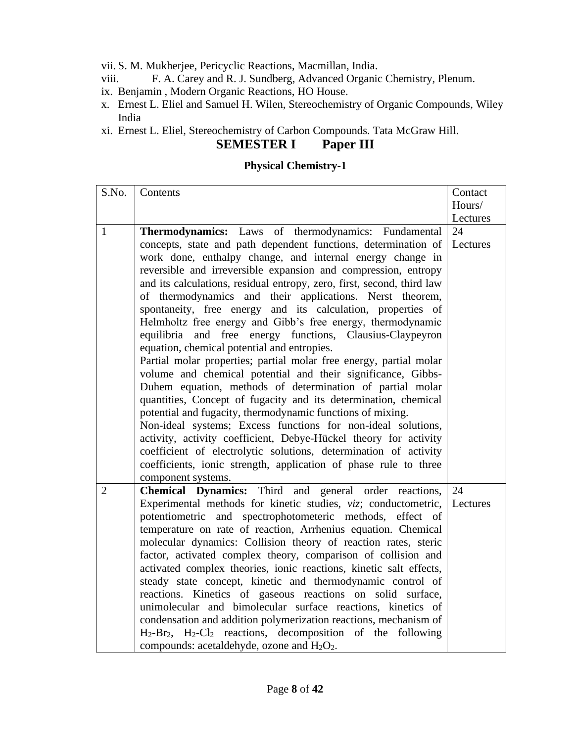vii. S. M. Mukherjee, Pericyclic Reactions, Macmillan, India.
viii. F. A. Carey and R. J. Sundberg, Advanced Organic Chemistry, Plenum.
ix. Benjamin , Modern Organic Reactions, HO House.
x. Ernest L. Eliel and Samuel H. Wilen, Stereochemistry of Organic Compounds, Wiley India
xi. Ernest L. Eliel, Stereochemistry of Carbon Compounds. Tata McGraw Hill.

## SEMESTER I Paper III

### Physical Chemistry-1

| S.No. | Contents | Contact Hours/ Lectures |
|---|---|---|
| 1 | **Thermodynamics:** Laws of thermodynamics: Fundamental concepts, state and path dependent functions, determination of work done, enthalpy change, and internal energy change in reversible and irreversible expansion and compression, entropy and its calculations, residual entropy, zero, first, second, third law of thermodynamics and their applications. Nerst theorem, spontaneity, free energy and its calculation, properties of Helmholtz free energy and Gibb's free energy, thermodynamic equilibria and free energy functions, Clausius-Claypeyron equation, chemical potential and entropies. Partial molar properties; partial molar free energy, partial molar volume and chemical potential and their significance, Gibbs-Duhem equation, methods of determination of partial molar quantities, Concept of fugacity and its determination, chemical potential and fugacity, thermodynamic functions of mixing. Non-ideal systems; Excess functions for non-ideal solutions, activity, activity coefficient, Debye-Hückel theory for activity coefficient of electrolytic solutions, determination of activity coefficients, ionic strength, application of phase rule to three component systems. | 24 Lectures |
| 2 | **Chemical Dynamics:** Third and general order reactions, Experimental methods for kinetic studies, *viz*; conductometric, potentiometric and spectrophotometeric methods, effect of temperature on rate of reaction, Arrhenius equation. Chemical molecular dynamics: Collision theory of reaction rates, steric factor, activated complex theory, comparison of collision and activated complex theories, ionic reactions, kinetic salt effects, steady state concept, kinetic and thermodynamic control of reactions. Kinetics of gaseous reactions on solid surface, unimolecular and bimolecular surface reactions, kinetics of condensation and addition polymerization reactions, mechanism of $H_2$-$Br_2$, $H_2$-$Cl_2$ reactions, decomposition of the following compounds: acetaldehyde, ozone and $H_2O_2$. | 24 Lectures |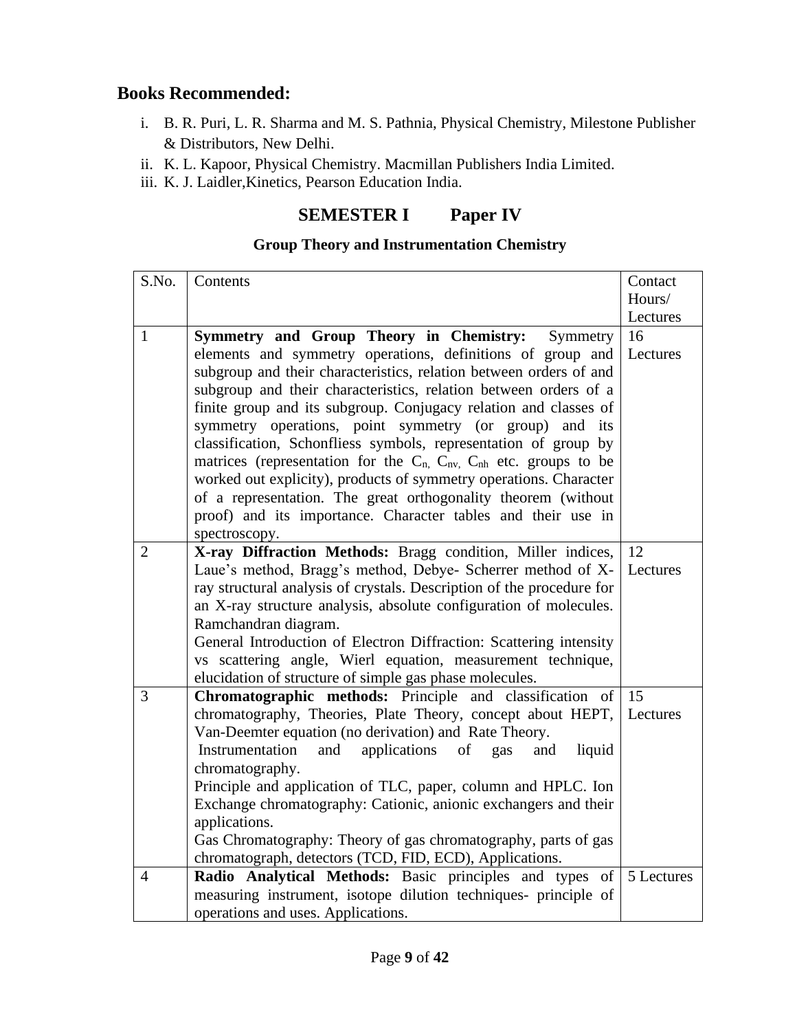## Books Recommended:

i. B. R. Puri, L. R. Sharma and M. S. Pathnia, Physical Chemistry, Milestone Publisher & Distributors, New Delhi.
ii. K. L. Kapoor, Physical Chemistry. Macmillan Publishers India Limited.
iii. K. J. Laidler,Kinetics, Pearson Education India.

## SEMESTER I Paper IV

### Group Theory and Instrumentation Chemistry

| S.No. | Contents | Contact Hours/ Lectures |
|---|---|---|
| 1 | **Symmetry and Group Theory in Chemistry:** Symmetry elements and symmetry operations, definitions of group and subgroup and their characteristics, relation between orders of and subgroup and their characteristics, relation between orders of a finite group and its subgroup. Conjugacy relation and classes of symmetry operations, point symmetry (or group) and its classification, Schonfliess symbols, representation of group by matrices (representation for the $C_n$, $C_{nv}$, $C_{nh}$ etc. groups to be worked out explicity), products of symmetry operations. Character of a representation. The great orthogonality theorem (without proof) and its importance. Character tables and their use in spectroscopy. | 16 Lectures |
| 2 | **X-ray Diffraction Methods:** Bragg condition, Miller indices, Laue's method, Bragg's method, Debye- Scherrer method of X-ray structural analysis of crystals. Description of the procedure for an X-ray structure analysis, absolute configuration of molecules. Ramchandran diagram.<br>General Introduction of Electron Diffraction: Scattering intensity vs scattering angle, Wierl equation, measurement technique, elucidation of structure of simple gas phase molecules. | 12 Lectures |
| 3 | **Chromatographic methods:** Principle and classification of chromatography, Theories, Plate Theory, concept about HEPT, Van-Deemter equation (no derivation) and Rate Theory.<br>Instrumentation and applications of gas and liquid chromatography.<br>Principle and application of TLC, paper, column and HPLC. Ion Exchange chromatography: Cationic, anionic exchangers and their applications.<br>Gas Chromatography: Theory of gas chromatography, parts of gas chromatograph, detectors (TCD, FID, ECD), Applications. | 15 Lectures |
| 4 | **Radio Analytical Methods:** Basic principles and types of measuring instrument, isotope dilution techniques- principle of operations and uses. Applications. | 5 Lectures |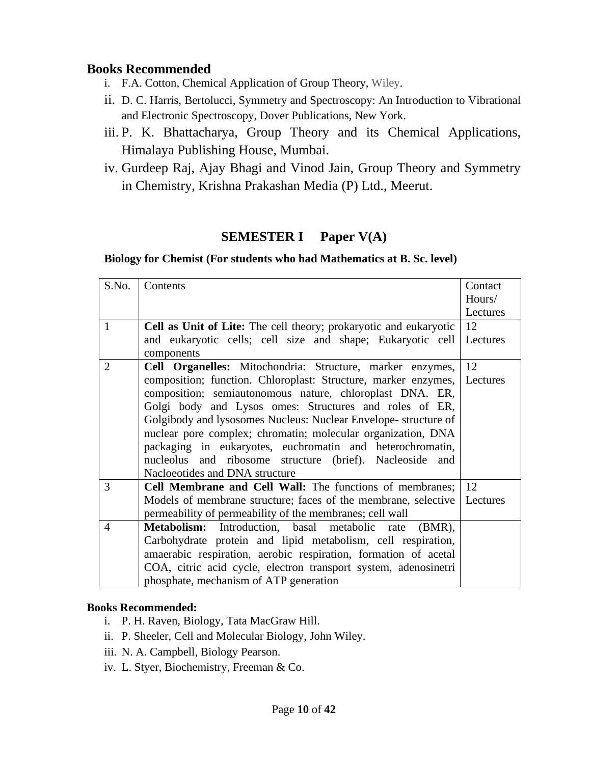## Books Recommended

- i. F.A. Cotton, Chemical Application of Group Theory, Wiley.
- ii. D. C. Harris, Bertolucci, Symmetry and Spectroscopy: An Introduction to Vibrational and Electronic Spectroscopy, Dover Publications, New York.
- iii. P. K. Bhattacharya, Group Theory and its Chemical Applications, Himalaya Publishing House, Mumbai.
- iv. Gurdeep Raj, Ajay Bhagi and Vinod Jain, Group Theory and Symmetry in Chemistry, Krishna Prakashan Media (P) Ltd., Meerut.

## SEMESTER I Paper V(A)

**Biology for Chemist (For students who had Mathematics at B. Sc. level)**

| S.No. | Contents | Contact Hours/ Lectures |
|---|---|---|
| 1 | **Cell as Unit of Lite:** The cell theory; prokaryotic and eukaryotic and eukaryotic cells; cell size and shape; Eukaryotic cell components | 12 Lectures |
| 2 | **Cell Organelles:** Mitochondria: Structure, marker enzymes, composition; function. Chloroplast: Structure, marker enzymes, composition; semiautonomous nature, chloroplast DNA. ER, Golgi body and Lysos omes: Structures and roles of ER, Golgibody and lysosomes Nucleus: Nuclear Envelope- structure of nuclear pore complex; chromatin; molecular organization, DNA packaging in eukaryotes, euchromatin and heterochromatin, nucleolus and ribosome structure (brief). Nacleoside and Nacloeotides and DNA structure | 12 Lectures |
| 3 | **Cell Membrane and Cell Wall:** The functions of membranes; Models of membrane structure; faces of the membrane, selective permeability of permeability of the membranes; cell wall | 12 Lectures |
| 4 | **Metabolism:** Introduction, basal metabolic rate (BMR), Carbohydrate protein and lipid metabolism, cell respiration, amaerabic respiration, aerobic respiration, formation of acetal COA, citric acid cycle, electron transport system, adenosinetri phosphate, mechanism of ATP generation | |

**Books Recommended:**

- i. P. H. Raven, Biology, Tata MacGraw Hill.
- ii. P. Sheeler, Cell and Molecular Biology, John Wiley.
- iii. N. A. Campbell, Biology Pearson.
- iv. L. Styer, Biochemistry, Freeman & Co.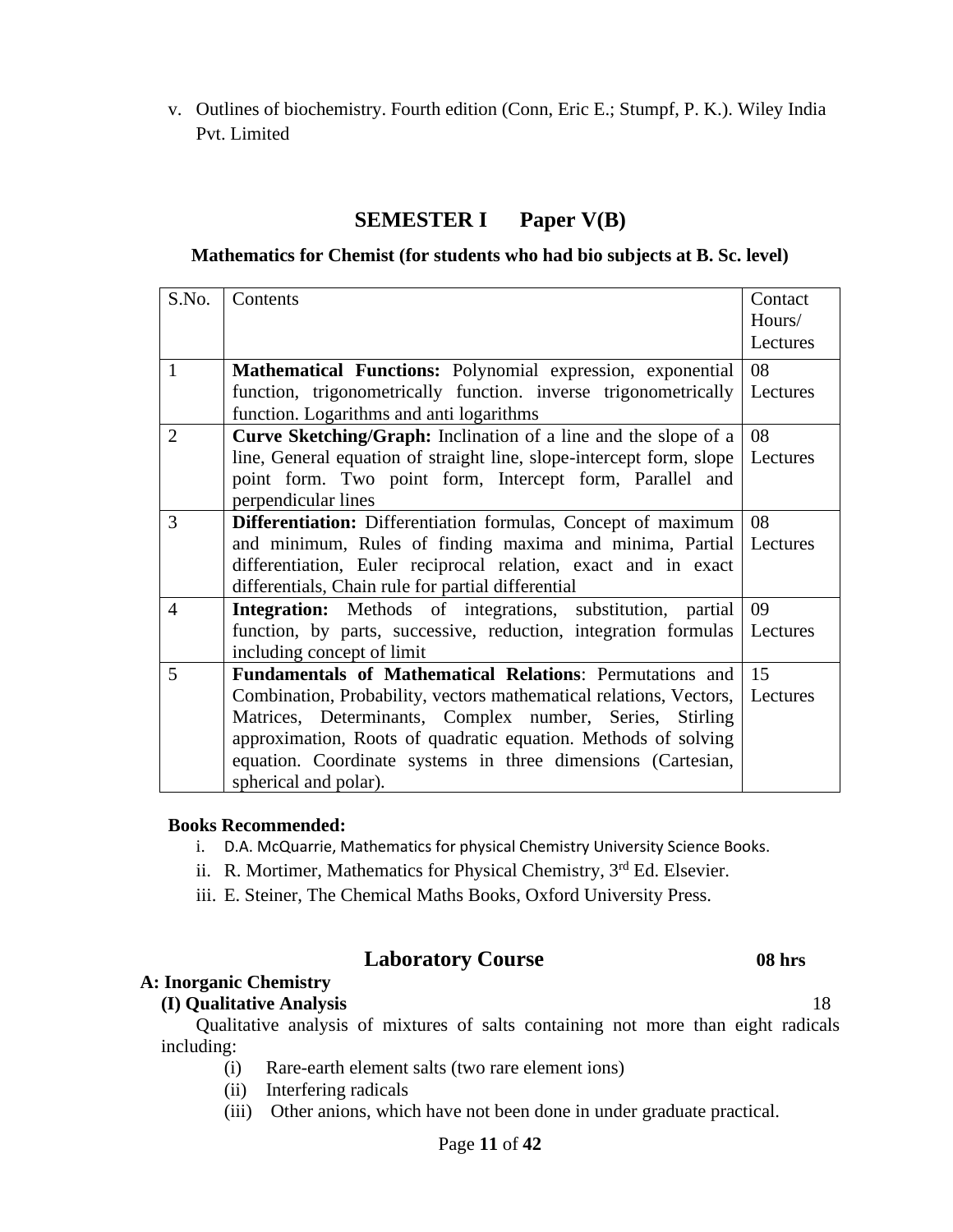v. Outlines of biochemistry. Fourth edition (Conn, Eric E.; Stumpf, P. K.). Wiley India Pvt. Limited

## SEMESTER I Paper V(B)

**Mathematics for Chemist (for students who had bio subjects at B. Sc. level)**

| S.No. | Contents | Contact Hours/ Lectures |
|---|---|---|
| 1 | **Mathematical Functions:** Polynomial expression, exponential function, trigonometrically function. inverse trigonometrically function. Logarithms and anti logarithms | 08 Lectures |
| 2 | **Curve Sketching/Graph:** Inclination of a line and the slope of a line, General equation of straight line, slope-intercept form, slope point form. Two point form, Intercept form, Parallel and perpendicular lines | 08 Lectures |
| 3 | **Differentiation:** Differentiation formulas, Concept of maximum and minimum, Rules of finding maxima and minima, Partial differentiation, Euler reciprocal relation, exact and in exact differentials, Chain rule for partial differential | 08 Lectures |
| 4 | **Integration:** Methods of integrations, substitution, partial function, by parts, successive, reduction, integration formulas including concept of limit | 09 Lectures |
| 5 | **Fundamentals of Mathematical Relations**: Permutations and Combination, Probability, vectors mathematical relations, Vectors, Matrices, Determinants, Complex number, Series, Stirling approximation, Roots of quadratic equation. Methods of solving equation. Coordinate systems in three dimensions (Cartesian, spherical and polar). | 15 Lectures |

**Books Recommended:**

i. D.A. McQuarrie, Mathematics for physical Chemistry University Science Books.
ii. R. Mortimer, Mathematics for Physical Chemistry, 3rd Ed. Elsevier.
iii. E. Steiner, The Chemical Maths Books, Oxford University Press.

## Laboratory Course 08 hrs

**A: Inorganic Chemistry**

**(I) Qualitative Analysis** 18

Qualitative analysis of mixtures of salts containing not more than eight radicals including:

(i) Rare-earth element salts (two rare element ions)
(ii) Interfering radicals
(iii) Other anions, which have not been done in under graduate practical.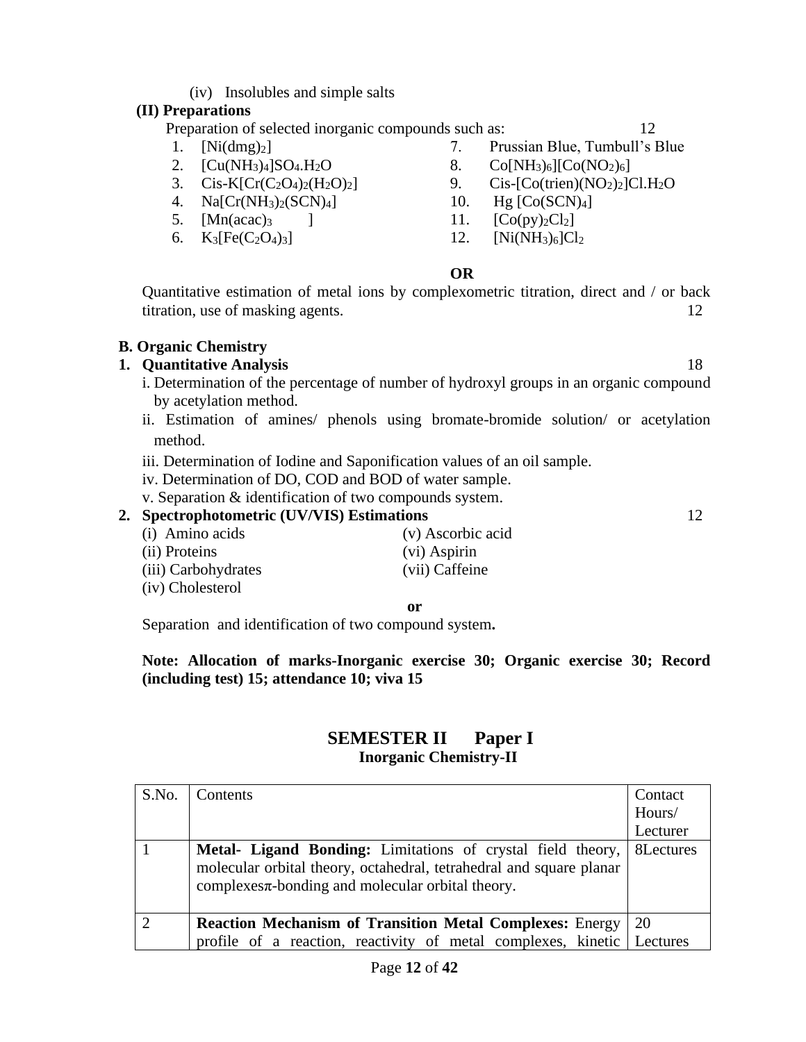(iv) Insolubles and simple salts

**(II) Preparations**

Preparation of selected inorganic compounds such as: 12

1. $[Ni(dmg)_2]$
2. $[Cu(NH_3)_4]SO_4.H_2O$
3. Cis-$K[Cr(C_2O_4)_2(H_2O)_2]$
4. $Na[Cr(NH_3)_2(SCN)_4]$
5. $[Mn(acac)_3]$
6. $K_3[Fe(C_2O_4)_3]$
7. Prussian Blue, Tumbull's Blue
8. $Co[NH_3)_6][Co(NO_2)_6]$
9. Cis-$[Co(trien)(NO_2)_2]Cl.H_2O$
10. $Hg [Co(SCN)_4]$
11. $[Co(py)_2Cl_2]$
12. $[Ni(NH_3)_6]Cl_2$

**OR**

Quantitative estimation of metal ions by complexometric titration, direct and / or back titration, use of masking agents. 12

**B. Organic Chemistry**

**1. Quantitative Analysis** 18

i. Determination of the percentage of number of hydroxyl groups in an organic compound by acetylation method.

ii. Estimation of amines/ phenols using bromate-bromide solution/ or acetylation method.

iii. Determination of Iodine and Saponification values of an oil sample.

iv. Determination of DO, COD and BOD of water sample.

v. Separation & identification of two compounds system.

**2. Spectrophotometric (UV/VIS) Estimations** 12

(i) Amino acids
(ii) Proteins
(iii) Carbohydrates
(iv) Cholesterol
(v) Ascorbic acid
(vi) Aspirin
(vii) Caffeine

**or**

Separation and identification of two compound system**.**

**Note: Allocation of marks-Inorganic exercise 30; Organic exercise 30; Record (including test) 15; attendance 10; viva 15**

## SEMESTER II Paper I

### Inorganic Chemistry-II

| S.No. | Contents | Contact Hours/ Lecturer |
|---|---|---|
| 1 | **Metal- Ligand Bonding:** Limitations of crystal field theory, molecular orbital theory, octahedral, tetrahedral and square planar complexes$\pi$-bonding and molecular orbital theory. | 8Lectures |
| 2 | **Reaction Mechanism of Transition Metal Complexes:** Energy profile of a reaction, reactivity of metal complexes, kinetic | 20 Lectures |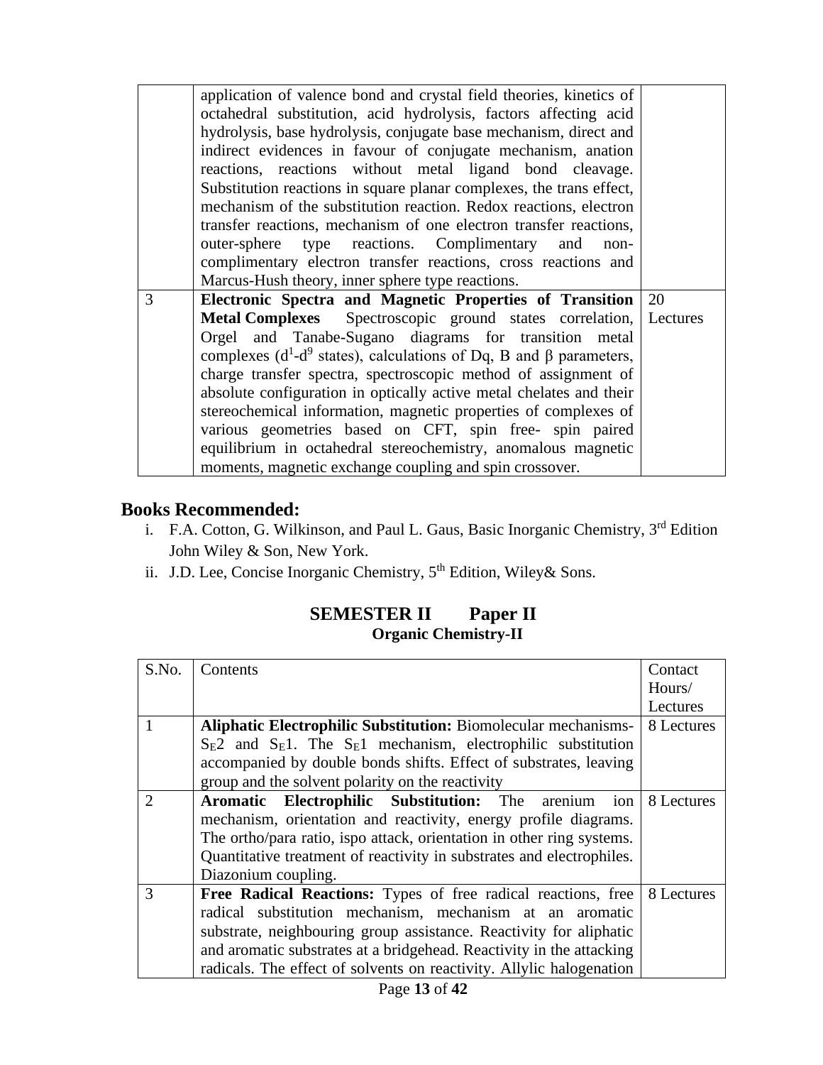| | | |
|---|---|---|
| | application of valence bond and crystal field theories, kinetics of octahedral substitution, acid hydrolysis, factors affecting acid hydrolysis, base hydrolysis, conjugate base mechanism, direct and indirect evidences in favour of conjugate mechanism, anation reactions, reactions without metal ligand bond cleavage. Substitution reactions in square planar complexes, the trans effect, mechanism of the substitution reaction. Redox reactions, electron transfer reactions, mechanism of one electron transfer reactions, outer-sphere type reactions. Complimentary and non-complimentary electron transfer reactions, cross reactions and Marcus-Hush theory, inner sphere type reactions. | |
| 3 | **Electronic Spectra and Magnetic Properties of Transition Metal Complexes** Spectroscopic ground states correlation, Orgel and Tanabe-Sugano diagrams for transition metal complexes ($d^1$-$d^9$ states), calculations of Dq, B and β parameters, charge transfer spectra, spectroscopic method of assignment of absolute configuration in optically active metal chelates and their stereochemical information, magnetic properties of complexes of various geometries based on CFT, spin free- spin paired equilibrium in octahedral stereochemistry, anomalous magnetic moments, magnetic exchange coupling and spin crossover. | 20 Lectures |

## Books Recommended:

i. F.A. Cotton, G. Wilkinson, and Paul L. Gaus, Basic Inorganic Chemistry, 3rd Edition John Wiley & Son, New York.

ii. J.D. Lee, Concise Inorganic Chemistry, 5th Edition, Wiley& Sons.

## SEMESTER II Paper II

### Organic Chemistry-II

| S.No. | Contents | Contact Hours/ Lectures |
|---|---|---|
| 1 | **Aliphatic Electrophilic Substitution:** Biomolecular mechanisms- $S_E2$ and $S_E1$. The $S_E1$ mechanism, electrophilic substitution accompanied by double bonds shifts. Effect of substrates, leaving group and the solvent polarity on the reactivity | 8 Lectures |
| 2 | **Aromatic Electrophilic Substitution:** The arenium ion mechanism, orientation and reactivity, energy profile diagrams. The ortho/para ratio, ispo attack, orientation in other ring systems. Quantitative treatment of reactivity in substrates and electrophiles. Diazonium coupling. | 8 Lectures |
| 3 | **Free Radical Reactions:** Types of free radical reactions, free radical substitution mechanism, mechanism at an aromatic substrate, neighbouring group assistance. Reactivity for aliphatic and aromatic substrates at a bridgehead. Reactivity in the attacking radicals. The effect of solvents on reactivity. Allylic halogenation | 8 Lectures |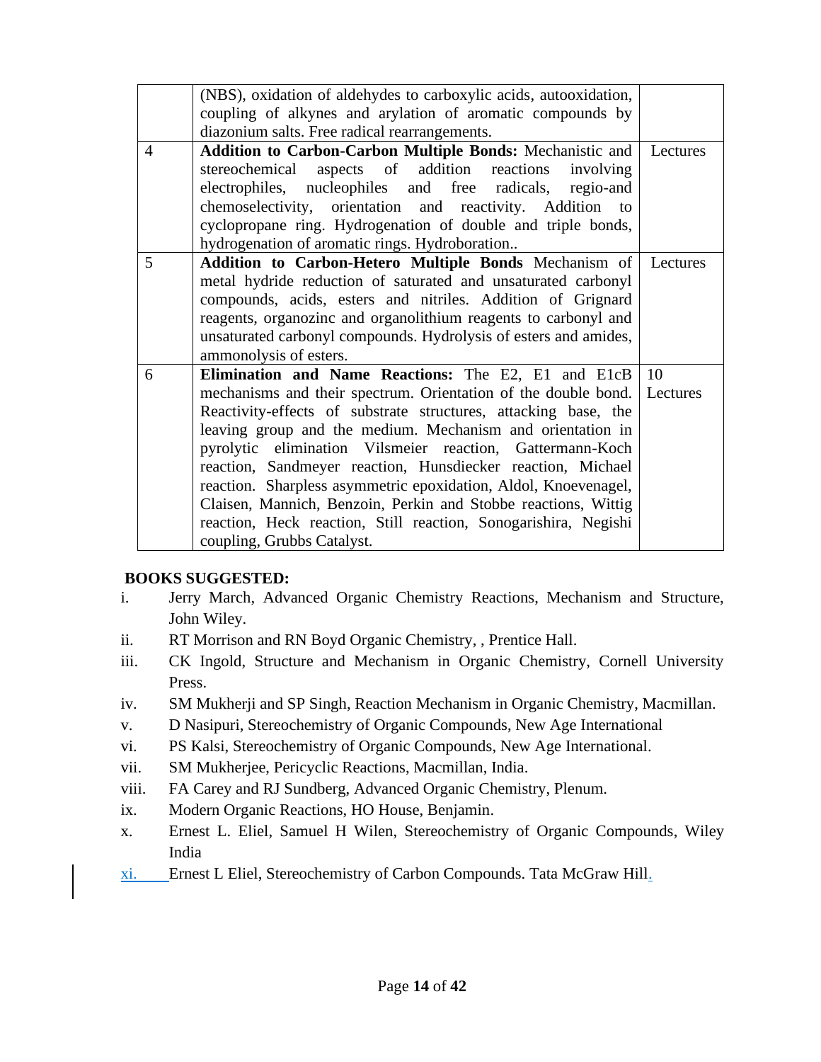|   |   |   |
|---|---|---|
|   | (NBS), oxidation of aldehydes to carboxylic acids, autooxidation, coupling of alkynes and arylation of aromatic compounds by diazonium salts. Free radical rearrangements. |   |
| 4 | **Addition to Carbon-Carbon Multiple Bonds:** Mechanistic and stereochemical aspects of addition reactions involving electrophiles, nucleophiles and free radicals, regio-and chemoselectivity, orientation and reactivity. Addition to cyclopropane ring. Hydrogenation of double and triple bonds, hydrogenation of aromatic rings. Hydroboration.. | Lectures |
| 5 | **Addition to Carbon-Hetero Multiple Bonds** Mechanism of metal hydride reduction of saturated and unsaturated carbonyl compounds, acids, esters and nitriles. Addition of Grignard reagents, organozinc and organolithium reagents to carbonyl and unsaturated carbonyl compounds. Hydrolysis of esters and amides, ammonolysis of esters. | Lectures |
| 6 | **Elimination and Name Reactions:** The E2, E1 and E1cB mechanisms and their spectrum. Orientation of the double bond. Reactivity-effects of substrate structures, attacking base, the leaving group and the medium. Mechanism and orientation in pyrolytic elimination Vilsmeier reaction, Gattermann-Koch reaction, Sandmeyer reaction, Hunsdiecker reaction, Michael reaction. Sharpless asymmetric epoxidation, Aldol, Knoevenagel, Claisen, Mannich, Benzoin, Perkin and Stobbe reactions, Wittig reaction, Heck reaction, Still reaction, Sonogarishira, Negishi coupling, Grubbs Catalyst. | 10 Lectures |

**BOOKS SUGGESTED:**

i. Jerry March, Advanced Organic Chemistry Reactions, Mechanism and Structure, John Wiley.
ii. RT Morrison and RN Boyd Organic Chemistry, , Prentice Hall.
iii. CK Ingold, Structure and Mechanism in Organic Chemistry, Cornell University Press.
iv. SM Mukherji and SP Singh, Reaction Mechanism in Organic Chemistry, Macmillan.
v. D Nasipuri, Stereochemistry of Organic Compounds, New Age International
vi. PS Kalsi, Stereochemistry of Organic Compounds, New Age International.
vii. SM Mukherjee, Pericyclic Reactions, Macmillan, India.
viii. FA Carey and RJ Sundberg, Advanced Organic Chemistry, Plenum.
ix. Modern Organic Reactions, HO House, Benjamin.
x. Ernest L. Eliel, Samuel H Wilen, Stereochemistry of Organic Compounds, Wiley India
xi. Ernest L Eliel, Stereochemistry of Carbon Compounds. Tata McGraw Hill.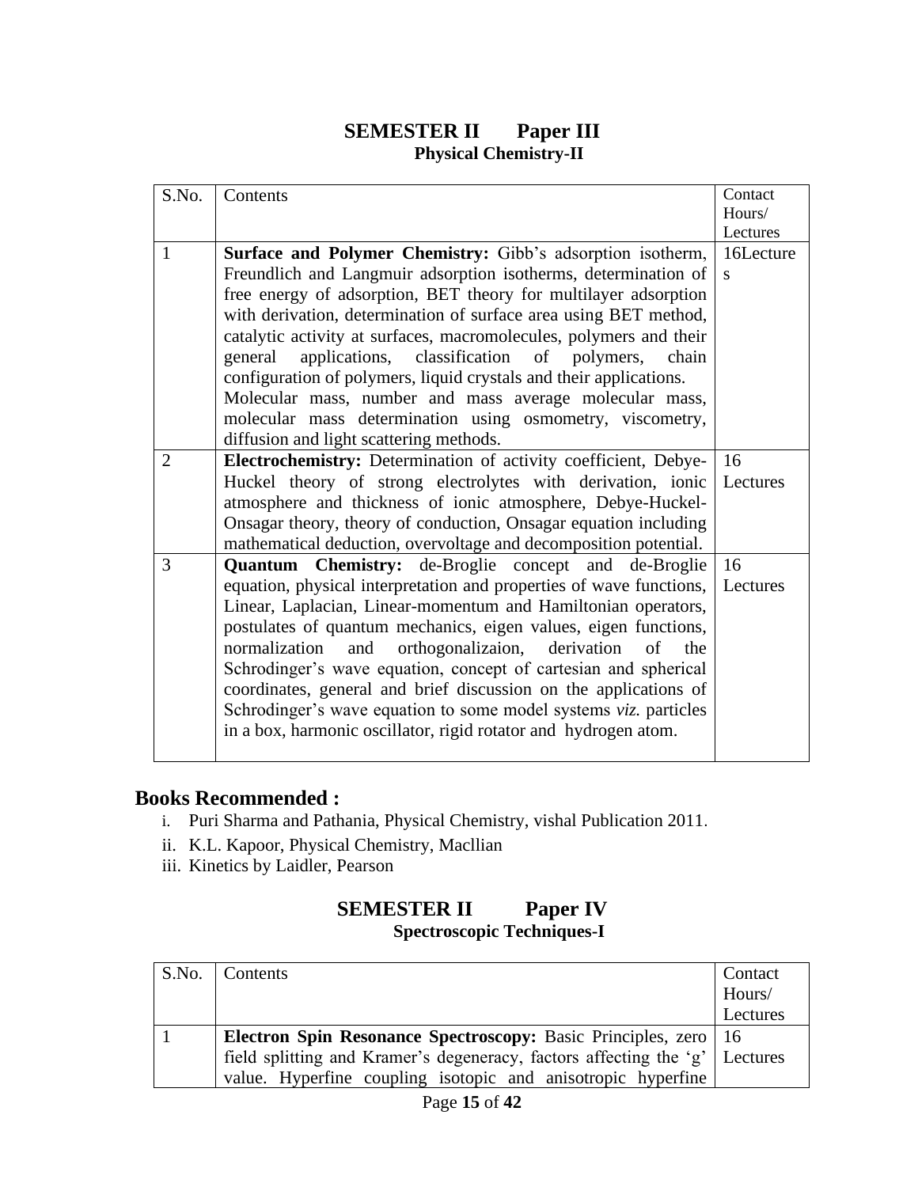## SEMESTER II Paper III

### Physical Chemistry-II

| S.No. | Contents | Contact Hours/ Lectures |
|---|---|---|
| 1 | **Surface and Polymer Chemistry:** Gibb's adsorption isotherm, Freundlich and Langmuir adsorption isotherms, determination of free energy of adsorption, BET theory for multilayer adsorption with derivation, determination of surface area using BET method, catalytic activity at surfaces, macromolecules, polymers and their general applications, classification of polymers, chain configuration of polymers, liquid crystals and their applications. Molecular mass, number and mass average molecular mass, molecular mass determination using osmometry, viscometry, diffusion and light scattering methods. | 16Lectures |
| 2 | **Electrochemistry:** Determination of activity coefficient, Debye-Huckel theory of strong electrolytes with derivation, ionic atmosphere and thickness of ionic atmosphere, Debye-Huckel-Onsagar theory, theory of conduction, Onsagar equation including mathematical deduction, overvoltage and decomposition potential. | 16 Lectures |
| 3 | **Quantum Chemistry:** de-Broglie concept and de-Broglie equation, physical interpretation and properties of wave functions, Linear, Laplacian, Linear-momentum and Hamiltonian operators, postulates of quantum mechanics, eigen values, eigen functions, normalizaion and orthogonalizaion, derivation of the Schrodinger's wave equation, concept of cartesian and spherical coordinates, general and brief discussion on the applications of Schrodinger's wave equation to some model systems *viz.* particles in a box, harmonic oscillator, rigid rotator and hydrogen atom. | 16 Lectures |

## Books Recommended :

i. Puri Sharma and Pathania, Physical Chemistry, vishal Publication 2011.
ii. K.L. Kapoor, Physical Chemistry, Macllian
iii. Kinetics by Laidler, Pearson

## SEMESTER II Paper IV

### Spectroscopic Techniques-I

| S.No. | Contents | Contact Hours/ Lectures |
|---|---|---|
| 1 | **Electron Spin Resonance Spectroscopy:** Basic Principles, zero field splitting and Kramer's degeneracy, factors affecting the 'g' value. Hyperfine coupling isotopic and anisotropic hyperfine | 16 Lectures |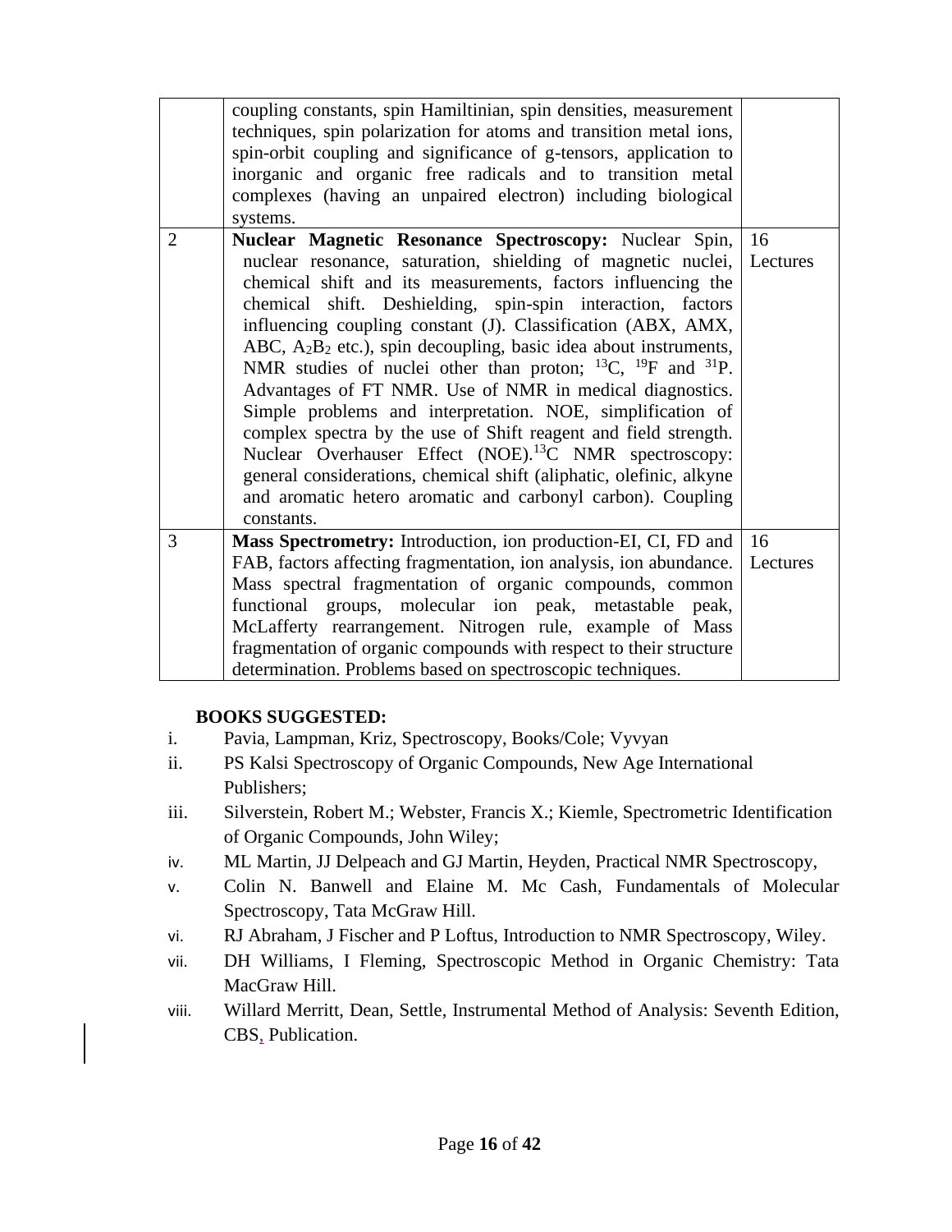| | | |
|---|---|---|
| | coupling constants, spin Hamiltinian, spin densities, measurement techniques, spin polarization for atoms and transition metal ions, spin-orbit coupling and significance of g-tensors, application to inorganic and organic free radicals and to transition metal complexes (having an unpaired electron) including biological systems. | |
| 2 | **Nuclear Magnetic Resonance Spectroscopy:** Nuclear Spin, nuclear resonance, saturation, shielding of magnetic nuclei, chemical shift and its measurements, factors influencing the chemical shift. Deshielding, spin-spin interaction, factors influencing coupling constant (J). Classification (ABX, AMX, ABC, $A_2B_2$ etc.), spin decoupling, basic idea about instruments, NMR studies of nuclei other than proton; $^{13}C$, $^{19}F$ and $^{31}P$. Advantages of FT NMR. Use of NMR in medical diagnostics. Simple problems and interpretation. NOE, simplification of complex spectra by the use of Shift reagent and field strength. Nuclear Overhauser Effect (NOE).$^{13}C$ NMR spectroscopy: general considerations, chemical shift (aliphatic, olefinic, alkyne and aromatic hetero aromatic and carbonyl carbon). Coupling constants. | 16 Lectures |
| 3 | **Mass Spectrometry:** Introduction, ion production-EI, CI, FD and FAB, factors affecting fragmentation, ion analysis, ion abundance. Mass spectral fragmentation of organic compounds, common functional groups, molecular ion peak, metastable peak, McLafferty rearrangement. Nitrogen rule, example of Mass fragmentation of organic compounds with respect to their structure determination. Problems based on spectroscopic techniques. | 16 Lectures |

**BOOKS SUGGESTED:**

i. Pavia, Lampman, Kriz, Spectroscopy, Books/Cole; Vyvyan

ii. PS Kalsi Spectroscopy of Organic Compounds, New Age International Publishers;

iii. Silverstein, Robert M.; Webster, Francis X.; Kiemle, Spectrometric Identification of Organic Compounds, John Wiley;

iv. ML Martin, JJ Delpeach and GJ Martin, Heyden, Practical NMR Spectroscopy,

v. Colin N. Banwell and Elaine M. Mc Cash, Fundamentals of Molecular Spectroscopy, Tata McGraw Hill.

vi. RJ Abraham, J Fischer and P Loftus, Introduction to NMR Spectroscopy, Wiley.

vii. DH Williams, I Fleming, Spectroscopic Method in Organic Chemistry: Tata MacGraw Hill.

viii. Willard Merritt, Dean, Settle, Instrumental Method of Analysis: Seventh Edition, CBS, Publication.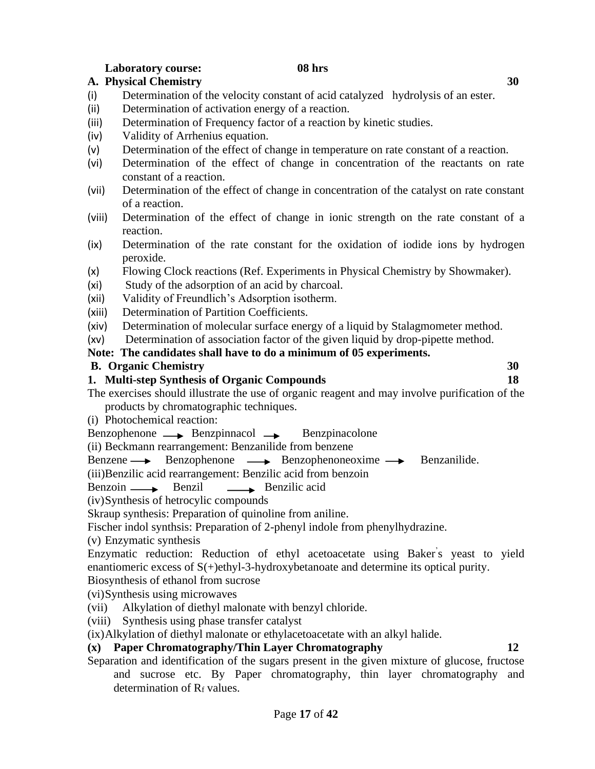**Laboratory course: 08 hrs**

**A. Physical Chemistry 30**

(i) Determination of the velocity constant of acid catalyzed hydrolysis of an ester.
(ii) Determination of activation energy of a reaction.
(iii) Determination of Frequency factor of a reaction by kinetic studies.
(iv) Validity of Arrhenius equation.
(v) Determination of the effect of change in temperature on rate constant of a reaction.
(vi) Determination of the effect of change in concentration of the reactants on rate constant of a reaction.
(vii) Determination of the effect of change in concentration of the catalyst on rate constant of a reaction.
(viii) Determination of the effect of change in ionic strength on the rate constant of a reaction.
(ix) Determination of the rate constant for the oxidation of iodide ions by hydrogen peroxide.
(x) Flowing Clock reactions (Ref. Experiments in Physical Chemistry by Showmaker).
(xi) Study of the adsorption of an acid by charcoal.
(xii) Validity of Freundlich's Adsorption isotherm.
(xiii) Determination of Partition Coefficients.
(xiv) Determination of molecular surface energy of a liquid by Stalagmometer method.
(xv) Determination of association factor of the given liquid by drop-pipette method.

**Note: The candidates shall have to do a minimum of 05 experiments.**

**B. Organic Chemistry 30**

**1. Multi-step Synthesis of Organic Compounds 18**

The exercises should illustrate the use of organic reagent and may involve purification of the products by chromatographic techniques.

(i) Photochemical reaction:
Benzophenone → Benzpinnacol → Benzpinacolone

(ii) Beckmann rearrangement: Benzanilide from benzene
Benzene → Benzophenone → Benzophenoneoxime → Benzanilide.

(iii) Benzilic acid rearrangement: Benzilic acid from benzoin
Benzoin → Benzil → Benzilic acid

(iv) Synthesis of hetrocylic compounds
Skraup synthesis: Preparation of quinoline from aniline.
Fischer indol synthsis: Preparation of 2-phenyl indole from phenylhydrazine.

(v) Enzymatic synthesis
Enzymatic reduction: Reduction of ethyl acetoacetate using Baker's yeast to yield enantiomeric excess of S(+)ethyl-3-hydroxybetanoate and determine its optical purity.
Biosynthesis of ethanol from sucrose

(vi) Synthesis using microwaves
(vii) Alkylation of diethyl malonate with benzyl chloride.
(viii) Synthesis using phase transfer catalyst
(ix) Alkylation of diethyl malonate or ethylacetoacetate with an alkyl halide.

**(x) Paper Chromatography/Thin Layer Chromatography 12**

Separation and identification of the sugars present in the given mixture of glucose, fructose and sucrose etc. By Paper chromatography, thin layer chromatography and determination of $R_f$ values.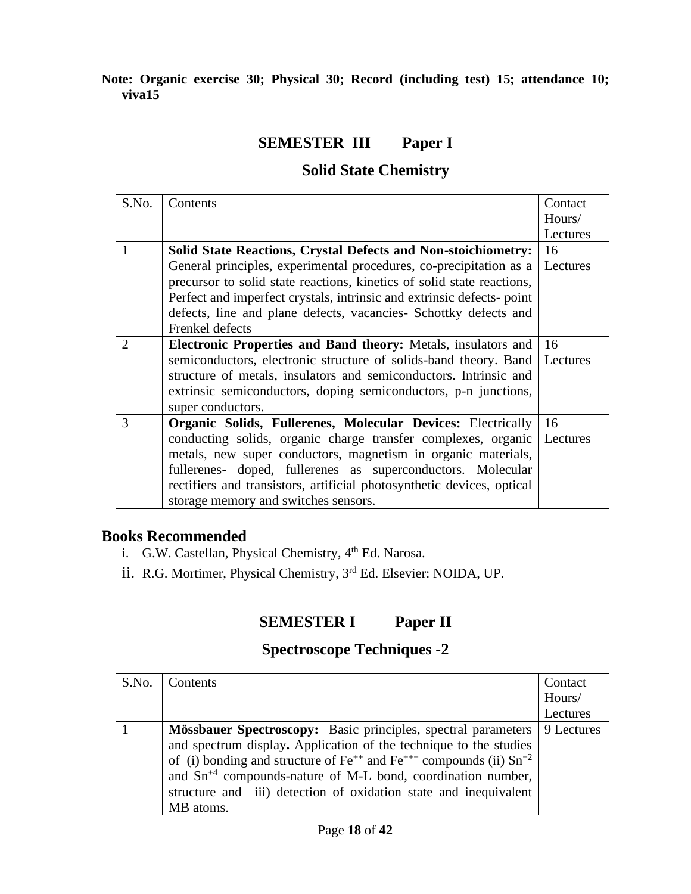**Note: Organic exercise 30; Physical 30; Record (including test) 15; attendance 10; viva15**

## SEMESTER III Paper I

## Solid State Chemistry

| S.No. | Contents | Contact Hours/ Lectures |
|---|---|---|
| 1 | **Solid State Reactions, Crystal Defects and Non-stoichiometry:** General principles, experimental procedures, co-precipitation as a precursor to solid state reactions, kinetics of solid state reactions, Perfect and imperfect crystals, intrinsic and extrinsic defects- point defects, line and plane defects, vacancies- Schottky defects and Frenkel defects | 16 Lectures |
| 2 | **Electronic Properties and Band theory:** Metals, insulators and semiconductors, electronic structure of solids-band theory. Band structure of metals, insulators and semiconductors. Intrinsic and extrinsic semiconductors, doping semiconductors, p-n junctions, super conductors. | 16 Lectures |
| 3 | **Organic Solids, Fullerenes, Molecular Devices:** Electrically conducting solids, organic charge transfer complexes, organic metals, new super conductors, magnetism in organic materials, fullerenes- doped, fullerenes as superconductors. Molecular rectifiers and transistors, artificial photosynthetic devices, optical storage memory and switches sensors. | 16 Lectures |

### Books Recommended

i. G.W. Castellan, Physical Chemistry, 4th Ed. Narosa.

ii. R.G. Mortimer, Physical Chemistry, 3rd Ed. Elsevier: NOIDA, UP.

## SEMESTER I Paper II

## Spectroscope Techniques -2

| S.No. | Contents | Contact Hours/ Lectures |
|---|---|---|
| 1 | **Mössbauer Spectroscopy:** Basic principles, spectral parameters and spectrum display**.** Application of the technique to the studies of (i) bonding and structure of $Fe^{++}$ and $Fe^{+++}$ compounds (ii) $Sn^{+2}$ and $Sn^{+4}$ compounds-nature of M-L bond, coordination number, structure and iii) detection of oxidation state and inequivalent MB atoms. | 9 Lectures |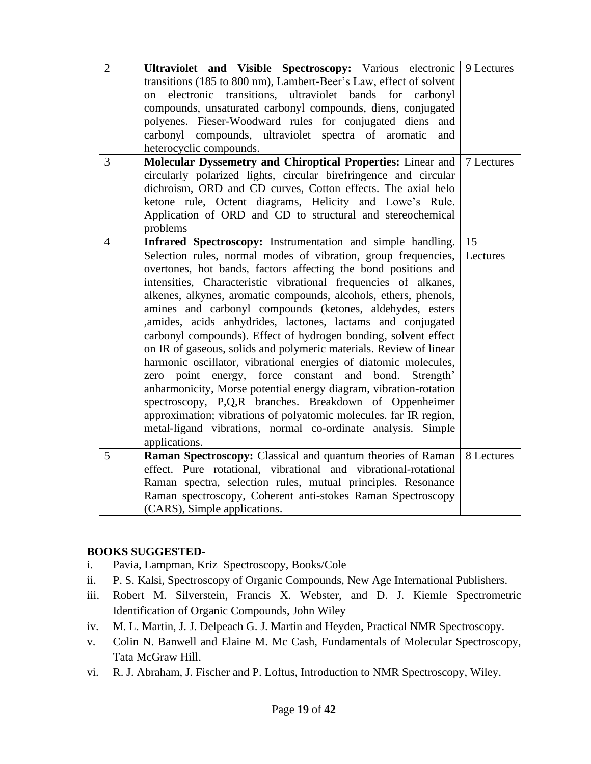| | | |
|---|---|---|
| 2 | **Ultraviolet and Visible Spectroscopy:** Various electronic transitions (185 to 800 nm), Lambert-Beer's Law, effect of solvent on electronic transitions, ultraviolet bands for carbonyl compounds, unsaturated carbonyl compounds, diens, conjugated polyenes. Fieser-Woodward rules for conjugated diens and carbonyl compounds, ultraviolet spectra of aromatic and heterocyclic compounds. | 9 Lectures |
| 3 | **Molecular Dyssemetry and Chiroptical Properties:** Linear and circularly polarized lights, circular birefringence and circular dichroism, ORD and CD curves, Cotton effects. The axial helo ketone rule, Octent diagrams, Helicity and Lowe's Rule. Application of ORD and CD to structural and stereochemical problems | 7 Lectures |
| 4 | **Infrared Spectroscopy:** Instrumentation and simple handling. Selection rules, normal modes of vibration, group frequencies, overtones, hot bands, factors affecting the bond positions and intensities, Characteristic vibrational frequencies of alkanes, alkenes, alkynes, aromatic compounds, alcohols, ethers, phenols, amines and carbonyl compounds (ketones, aldehydes, esters ,amides, acids anhydrides, lactones, lactams and conjugated carbonyl compounds). Effect of hydrogen bonding, solvent effect on IR of gaseous, solids and polymeric materials. Review of linear harmonic oscillator, vibrational energies of diatomic molecules, zero point energy, force constant and bond. Strength' anharmonicity, Morse potential energy diagram, vibration-rotation spectroscopy, P,Q,R branches. Breakdown of Oppenheimer approximation; vibrations of polyatomic molecules. far IR region, metal-ligand vibrations, normal co-ordinate analysis. Simple applications. | 15 Lectures |
| 5 | **Raman Spectroscopy:** Classical and quantum theories of Raman effect. Pure rotational, vibrational and vibrational-rotational Raman spectra, selection rules, mutual principles. Resonance Raman spectroscopy, Coherent anti-stokes Raman Spectroscopy (CARS), Simple applications. | 8 Lectures |

**BOOKS SUGGESTED-**

i. Pavia, Lampman, Kriz Spectroscopy, Books/Cole
ii. P. S. Kalsi, Spectroscopy of Organic Compounds, New Age International Publishers.
iii. Robert M. Silverstein, Francis X. Webster, and D. J. Kiemle Spectrometric Identification of Organic Compounds, John Wiley
iv. M. L. Martin, J. J. Delpeach G. J. Martin and Heyden, Practical NMR Spectroscopy.
v. Colin N. Banwell and Elaine M. Mc Cash, Fundamentals of Molecular Spectroscopy, Tata McGraw Hill.
vi. R. J. Abraham, J. Fischer and P. Loftus, Introduction to NMR Spectroscopy, Wiley.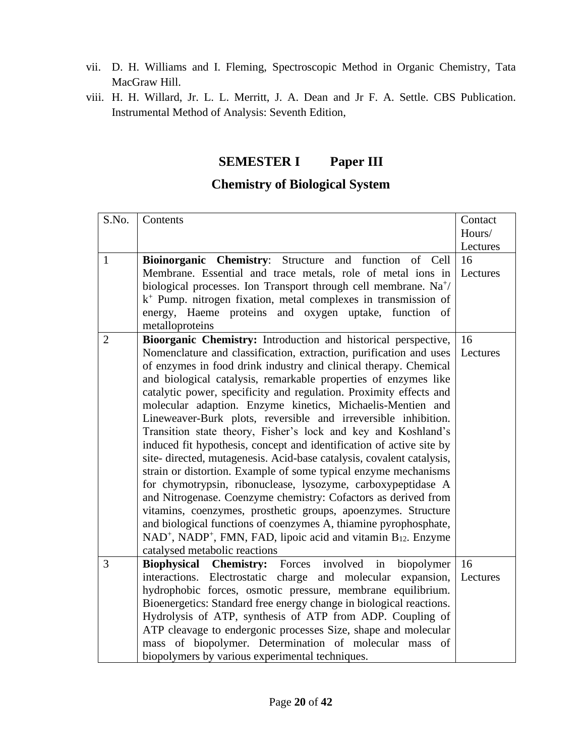vii. D. H. Williams and I. Fleming, Spectroscopic Method in Organic Chemistry, Tata MacGraw Hill.

viii. H. H. Willard, Jr. L. L. Merritt, J. A. Dean and Jr F. A. Settle. CBS Publication. Instrumental Method of Analysis: Seventh Edition,

## SEMESTER I Paper III

## Chemistry of Biological System

| S.No. | Contents | Contact Hours/ Lectures |
|---|---|---|
| 1 | **Bioinorganic Chemistry**: Structure and function of Cell Membrane. Essential and trace metals, role of metal ions in biological processes. Ion Transport through cell membrane. $Na^+$/ $k^+$ Pump. nitrogen fixation, metal complexes in transmission of energy, Haeme proteins and oxygen uptake, function of metalloproteins | 16 Lectures |
| 2 | **Bioorganic Chemistry:** Introduction and historical perspective, Nomenclature and classification, extraction, purification and uses of enzymes in food drink industry and clinical therapy. Chemical and biological catalysis, remarkable properties of enzymes like catalytic power, specificity and regulation. Proximity effects and molecular adaption. Enzyme kinetics, Michaelis-Mentien and Lineweaver-Burk plots, reversible and irreversible inhibition. Transition state theory, Fisher's lock and key and Koshland's induced fit hypothesis, concept and identification of active site by site- directed, mutagenesis. Acid-base catalysis, covalent catalysis, strain or distortion. Example of some typical enzyme mechanisms for chymotrypsin, ribonuclease, lysozyme, carboxypeptidase A and Nitrogenase. Coenzyme chemistry: Cofactors as derived from vitamins, coenzymes, prosthetic groups, apoenzymes. Structure and biological functions of coenzymes A, thiamine pyrophosphate, $NAD^+$, $NADP^+$, FMN, FAD, lipoic acid and vitamin $B_{12}$. Enzyme catalysed metabolic reactions | 16 Lectures |
| 3 | **Biophysical Chemistry:** Forces involved in biopolymer interactions. Electrostatic charge and molecular expansion, hydrophobic forces, osmotic pressure, membrane equilibrium. Bioenergetics: Standard free energy change in biological reactions. Hydrolysis of ATP, synthesis of ATP from ADP. Coupling of ATP cleavage to endergonic processes Size, shape and molecular mass of biopolymer. Determination of molecular mass of biopolymers by various experimental techniques. | 16 Lectures |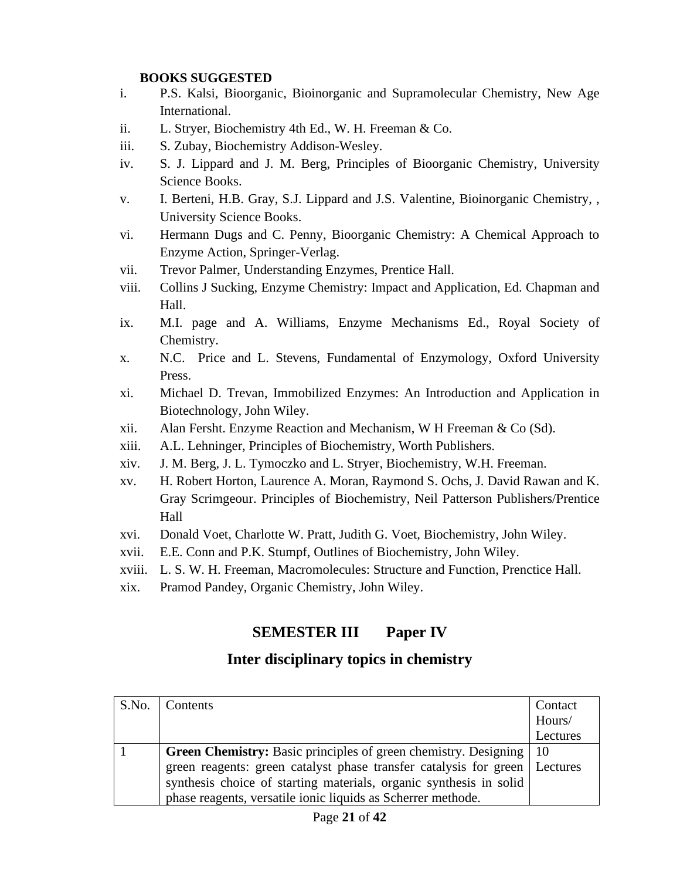**BOOKS SUGGESTED**

i. P.S. Kalsi, Bioorganic, Bioinorganic and Supramolecular Chemistry, New Age International.
ii. L. Stryer, Biochemistry 4th Ed., W. H. Freeman & Co.
iii. S. Zubay, Biochemistry Addison-Wesley.
iv. S. J. Lippard and J. M. Berg, Principles of Bioorganic Chemistry, University Science Books.
v. I. Berteni, H.B. Gray, S.J. Lippard and J.S. Valentine, Bioinorganic Chemistry, , University Science Books.
vi. Hermann Dugs and C. Penny, Bioorganic Chemistry: A Chemical Approach to Enzyme Action, Springer-Verlag.
vii. Trevor Palmer, Understanding Enzymes, Prentice Hall.
viii. Collins J Sucking, Enzyme Chemistry: Impact and Application, Ed. Chapman and Hall.
ix. M.I. page and A. Williams, Enzyme Mechanisms Ed., Royal Society of Chemistry.
x. N.C. Price and L. Stevens, Fundamental of Enzymology, Oxford University Press.
xi. Michael D. Trevan, Immobilized Enzymes: An Introduction and Application in Biotechnology, John Wiley.
xii. Alan Fersht. Enzyme Reaction and Mechanism, W H Freeman & Co (Sd).
xiii. A.L. Lehninger, Principles of Biochemistry, Worth Publishers.
xiv. J. M. Berg, J. L. Tymoczko and L. Stryer, Biochemistry, W.H. Freeman.
xv. H. Robert Horton, Laurence A. Moran, Raymond S. Ochs, J. David Rawan and K. Gray Scrimgeour. Principles of Biochemistry, Neil Patterson Publishers/Prentice Hall
xvi. Donald Voet, Charlotte W. Pratt, Judith G. Voet, Biochemistry, John Wiley.
xvii. E.E. Conn and P.K. Stumpf, Outlines of Biochemistry, John Wiley.
xviii. L. S. W. H. Freeman, Macromolecules: Structure and Function, Prenctice Hall.
xix. Pramod Pandey, Organic Chemistry, John Wiley.

## SEMESTER III Paper IV

## Inter disciplinary topics in chemistry

| S.No. | Contents | Contact Hours/ Lectures |
|---|---|---|
| 1 | **Green Chemistry:** Basic principles of green chemistry. Designing green reagents: green catalyst phase transfer catalysis for green synthesis choice of starting materials, organic synthesis in solid phase reagents, versatile ionic liquids as Scherrer methode. | 10 Lectures |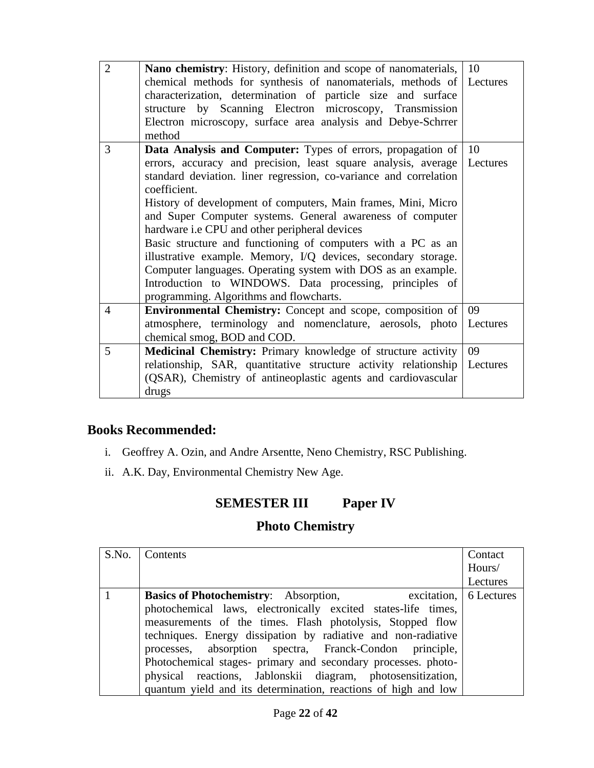| | | |
|---|---|---|
| 2 | **Nano chemistry**: History, definition and scope of nanomaterials, chemical methods for synthesis of nanomaterials, methods of characterization, determination of particle size and surface structure by Scanning Electron microscopy, Transmission Electron microscopy, surface area analysis and Debye-Schrrer method | 10 Lectures |
| 3 | **Data Analysis and Computer:** Types of errors, propagation of errors, accuracy and precision, least square analysis, average standard deviation. liner regression, co-variance and correlation coefficient.<br>History of development of computers, Main frames, Mini, Micro and Super Computer systems. General awareness of computer hardware i.e CPU and other peripheral devices<br>Basic structure and functioning of computers with a PC as an illustrative example. Memory, I/Q devices, secondary storage. Computer languages. Operating system with DOS as an example. Introduction to WINDOWS. Data processing, principles of programming. Algorithms and flowcharts. | 10 Lectures |
| 4 | **Environmental Chemistry:** Concept and scope, composition of atmosphere, terminology and nomenclature, aerosols, photo chemical smog, BOD and COD. | 09 Lectures |
| 5 | **Medicinal Chemistry:** Primary knowledge of structure activity relationship, SAR, quantitative structure activity relationship (QSAR), Chemistry of antineoplastic agents and cardiovascular drugs | 09 Lectures |

## Books Recommended:

i. Geoffrey A. Ozin, and Andre Arsentte, Neno Chemistry, RSC Publishing.

ii. A.K. Day, Environmental Chemistry New Age.

## SEMESTER III Paper IV

## Photo Chemistry

| S.No. | Contents | Contact Hours/ Lectures |
|---|---|---|
| 1 | **Basics of Photochemistry**: Absorption, excitation, photochemical laws, electronically excited states-life times, measurements of the times. Flash photolysis, Stopped flow techniques. Energy dissipation by radiative and non-radiative processes, absorption spectra, Franck-Condon principle, Photochemical stages- primary and secondary processes. photo-physical reactions, Jablonskii diagram, photosensitization, quantum yield and its determination, reactions of high and low | 6 Lectures |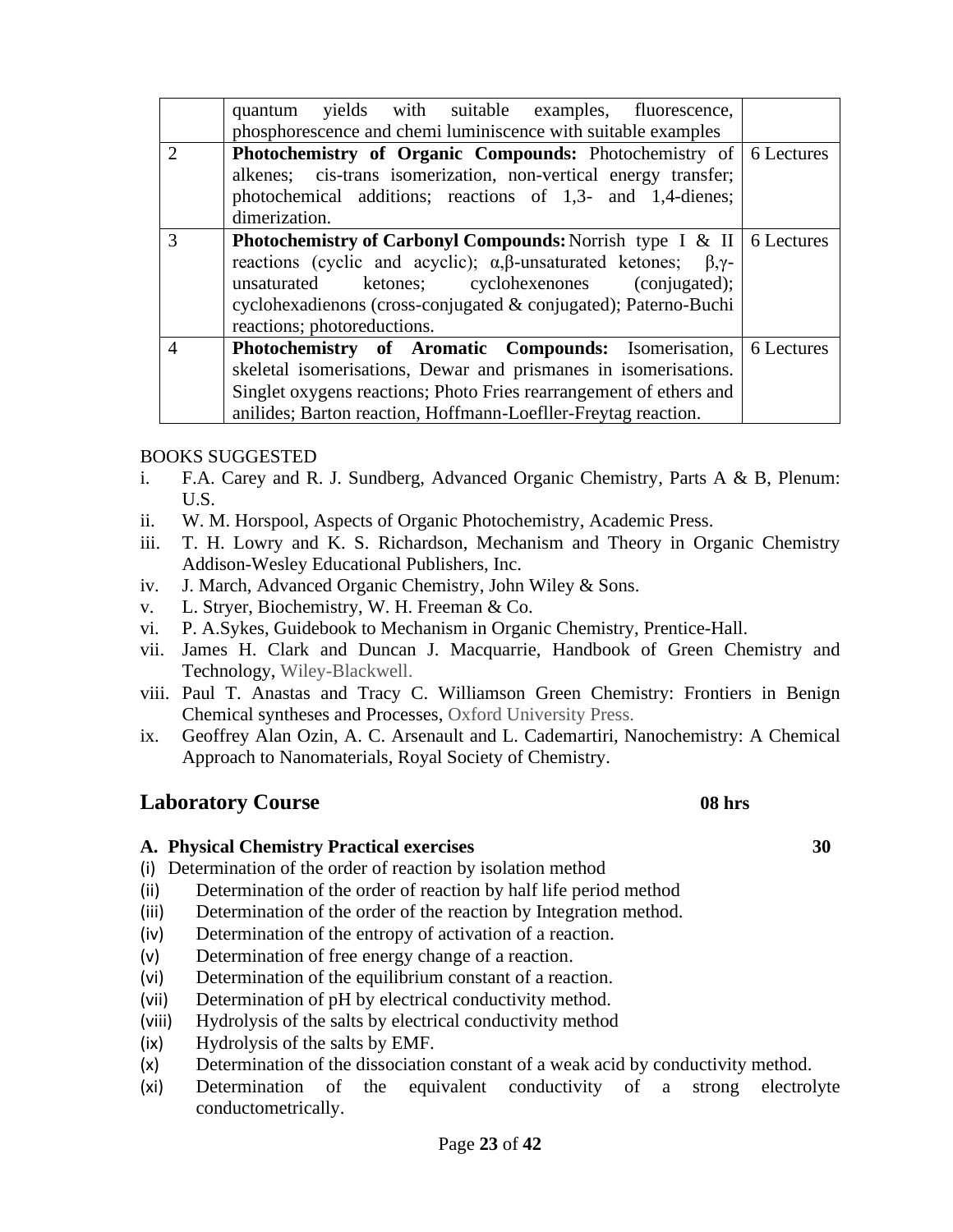|  | quantum yields with suitable examples, fluorescence, phosphorescence and chemi luminiscence with suitable examples |  |
|---|---|---|
| 2 | **Photochemistry of Organic Compounds:** Photochemistry of alkenes; cis-trans isomerization, non-vertical energy transfer; photochemical additions; reactions of 1,3- and 1,4-dienes; dimerization. | 6 Lectures |
| 3 | **Photochemistry of Carbonyl Compounds:** Norrish type I & II reactions (cyclic and acyclic); $\alpha,\beta$-unsaturated ketones; $\beta,\gamma$-unsaturated ketones; cyclohexenones (conjugated); cyclohexadienons (cross-conjugated & conjugated); Paterno-Buchi reactions; photoreductions. | 6 Lectures |
| 4 | **Photochemistry of Aromatic Compounds:** Isomerisation, skeletal isomerisations, Dewar and prismanes in isomerisations. Singlet oxygens reactions; Photo Fries rearrangement of ethers and anilides; Barton reaction, Hoffmann-Loefller-Freytag reaction. | 6 Lectures |

BOOKS SUGGESTED

i. F.A. Carey and R. J. Sundberg, Advanced Organic Chemistry, Parts A & B, Plenum: U.S.
ii. W. M. Horspool, Aspects of Organic Photochemistry, Academic Press.
iii. T. H. Lowry and K. S. Richardson, Mechanism and Theory in Organic Chemistry Addison-Wesley Educational Publishers, Inc.
iv. J. March, Advanced Organic Chemistry, John Wiley & Sons.
v. L. Stryer, Biochemistry, W. H. Freeman & Co.
vi. P. A.Sykes, Guidebook to Mechanism in Organic Chemistry, Prentice-Hall.
vii. James H. Clark and Duncan J. Macquarrie, Handbook of Green Chemistry and Technology, Wiley-Blackwell.
viii. Paul T. Anastas and Tracy C. Williamson Green Chemistry: Frontiers in Benign Chemical syntheses and Processes, Oxford University Press.
ix. Geoffrey Alan Ozin, A. C. Arsenault and L. Cademartiri, Nanochemistry: A Chemical Approach to Nanomaterials, Royal Society of Chemistry.

## Laboratory Course 08 hrs

**A. Physical Chemistry Practical exercises 30**

(i) Determination of the order of reaction by isolation method
(ii) Determination of the order of reaction by half life period method
(iii) Determination of the order of the reaction by Integration method.
(iv) Determination of the entropy of activation of a reaction.
(v) Determination of free energy change of a reaction.
(vi) Determination of the equilibrium constant of a reaction.
(vii) Determination of pH by electrical conductivity method.
(viii) Hydrolysis of the salts by electrical conductivity method
(ix) Hydrolysis of the salts by EMF.
(x) Determination of the dissociation constant of a weak acid by conductivity method.
(xi) Determination of the equivalent conductivity of a strong electrolyte conductometrically.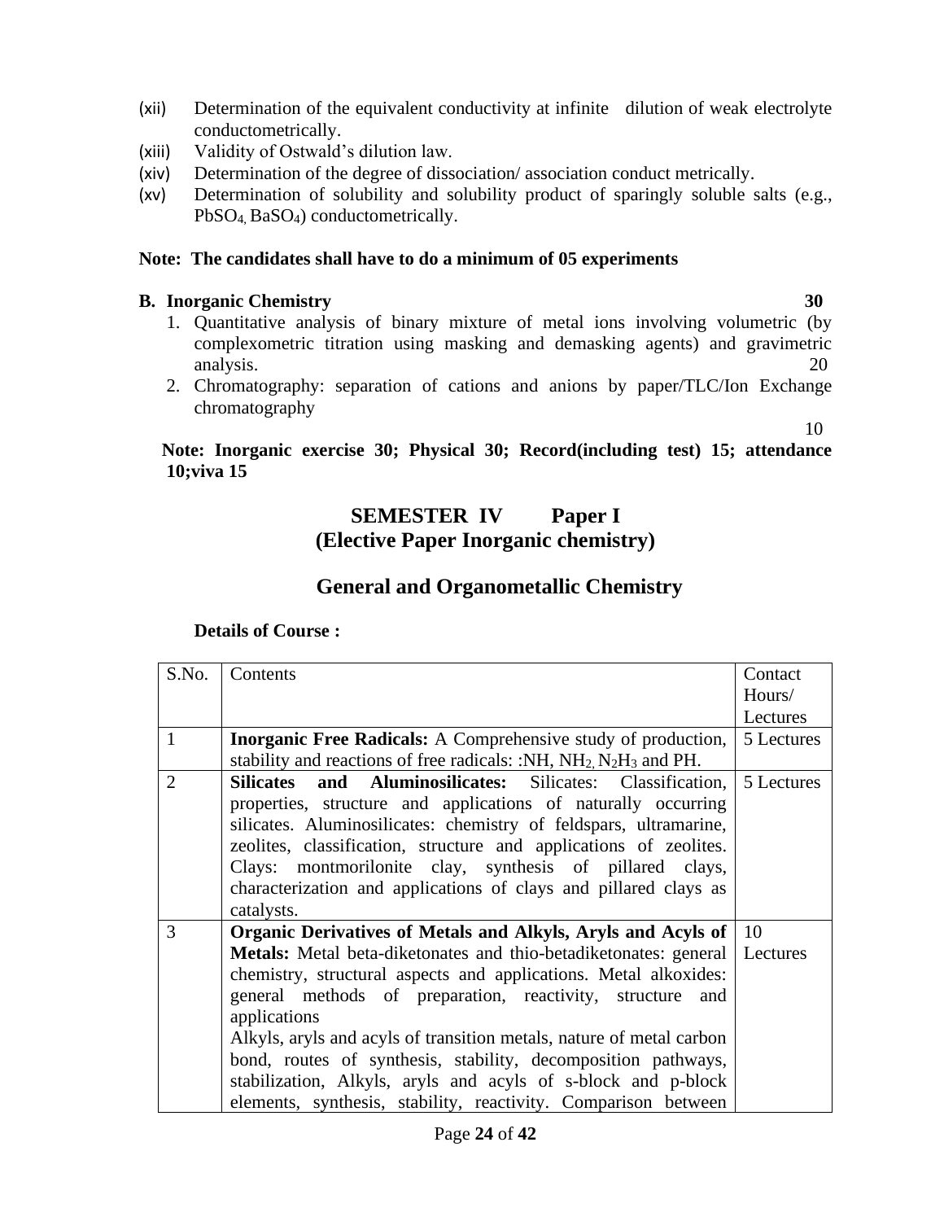(xii) Determination of the equivalent conductivity at infinite dilution of weak electrolyte conductometrically.

(xiii) Validity of Ostwald's dilution law.

(xiv) Determination of the degree of dissociation/ association conduct metrically.

(xv) Determination of solubility and solubility product of sparingly soluble salts (e.g., $PbSO_4$, $BaSO_4$) conductometrically.

**Note: The candidates shall have to do a minimum of 05 experiments**

**B. Inorganic Chemistry** **30**

1. Quantitative analysis of binary mixture of metal ions involving volumetric (by complexometric titration using masking and demasking agents) and gravimetric analysis. 20
2. Chromatography: separation of cations and anions by paper/TLC/Ion Exchange chromatography 10

**Note: Inorganic exercise 30; Physical 30; Record(including test) 15; attendance 10;viva 15**

## SEMESTER IV Paper I
## (Elective Paper Inorganic chemistry)

## General and Organometallic Chemistry

**Details of Course :**

| S.No. | Contents | Contact Hours/ Lectures |
|---|---|---|
| 1 | **Inorganic Free Radicals:** A Comprehensive study of production, stability and reactions of free radicals: :NH, $NH_2$, $N_2H_3$ and PH. | 5 Lectures |
| 2 | **Silicates and Aluminosilicates:** Silicates: Classification, properties, structure and applications of naturally occurring silicates. Aluminosilicates: chemistry of feldspars, ultramarine, zeolites, classification, structure and applications of zeolites. Clays: montmorilonite clay, synthesis of pillared clays, characterization and applications of clays and pillared clays as catalysts. | 5 Lectures |
| 3 | **Organic Derivatives of Metals and Alkyls, Aryls and Acyls of Metals:** Metal beta-diketonates and thio-betadiketonates: general chemistry, structural aspects and applications. Metal alkoxides: general methods of preparation, reactivity, structure and applications<br>Alkyls, aryls and acyls of transition metals, nature of metal carbon bond, routes of synthesis, stability, decomposition pathways, stabilization, Alkyls, aryls and acyls of s-block and p-block elements, synthesis, stability, reactivity. Comparison between | 10 Lectures |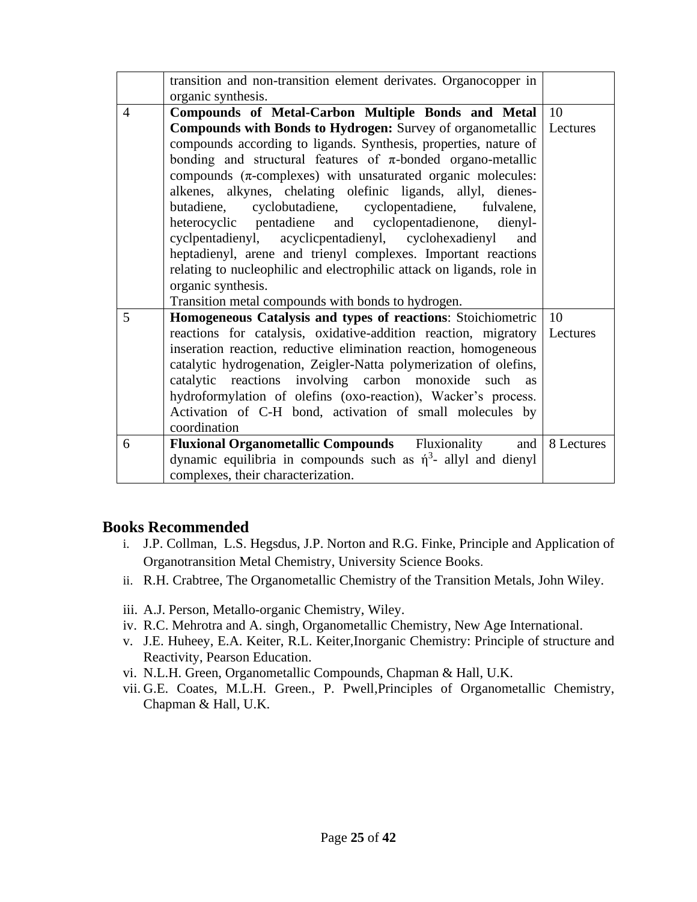|  |  |  |
|---|---|---|
|  | transition and non-transition element derivates. Organocopper in organic synthesis. |  |
| 4 | **Compounds of Metal-Carbon Multiple Bonds and Metal Compounds with Bonds to Hydrogen:** Survey of organometallic compounds according to ligands. Synthesis, properties, nature of bonding and structural features of π-bonded organo-metallic compounds (π-complexes) with unsaturated organic molecules: alkenes, alkynes, chelating olefinic ligands, allyl, dienes-butadiene, cyclobutadiene, cyclopentadiene, fulvalene, heterocyclic pentadiene and cyclopentadienone, dienyl-cyclpentadienyl, acyclicpentadienyl, cyclohexadienyl and heptadienyl, arene and trienyl complexes. Important reactions relating to nucleophilic and electrophilic attack on ligands, role in organic synthesis.<br>Transition metal compounds with bonds to hydrogen. | 10 Lectures |
| 5 | **Homogeneous Catalysis and types of reactions**: Stoichiometric reactions for catalysis, oxidative-addition reaction, migratory inseration reaction, reductive elimination reaction, homogeneous catalytic hydrogenation, Zeigler-Natta polymerization of olefins, catalytic reactions involving carbon monoxide such as hydroformylation of olefins (oxo-reaction), Wacker's process. Activation of C-H bond, activation of small molecules by coordination | 10 Lectures |
| 6 | **Fluxional Organometallic Compounds** Fluxionality and dynamic equilibria in compounds such as ή$^{3}$- allyl and dienyl complexes, their characterization. | 8 Lectures |

## Books Recommended

i. J.P. Collman, L.S. Hegsdus, J.P. Norton and R.G. Finke, Principle and Application of Organotransition Metal Chemistry, University Science Books.
ii. R.H. Crabtree, The Organometallic Chemistry of the Transition Metals, John Wiley.
iii. A.J. Person, Metallo-organic Chemistry, Wiley.
iv. R.C. Mehrotra and A. singh, Organometallic Chemistry, New Age International.
v. J.E. Huheey, E.A. Keiter, R.L. Keiter,Inorganic Chemistry: Principle of structure and Reactivity, Pearson Education.
vi. N.L.H. Green, Organometallic Compounds, Chapman & Hall, U.K.
vii. G.E. Coates, M.L.H. Green., P. Pwell,Principles of Organometallic Chemistry, Chapman & Hall, U.K.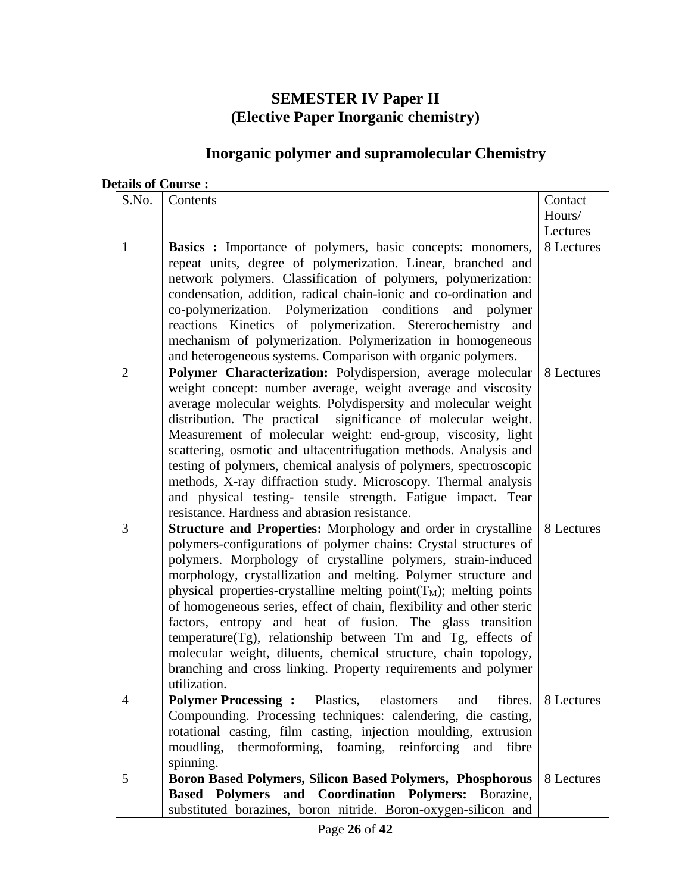## SEMESTER IV Paper II
## (Elective Paper Inorganic chemistry)

# Inorganic polymer and supramolecular Chemistry

**Details of Course :**

| S.No. | Contents | Contact Hours/ Lectures |
|---|---|---|
| 1 | **Basics :** Importance of polymers, basic concepts: monomers, repeat units, degree of polymerization. Linear, branched and network polymers. Classification of polymers, polymerization: condensation, addition, radical chain-ionic and co-ordination and co-polymerization. Polymerization conditions and polymer reactions Kinetics of polymerization. Stererochemistry and mechanism of polymerization. Polymerization in homogeneous and heterogeneous systems. Comparison with organic polymers. | 8 Lectures |
| 2 | **Polymer Characterization:** Polydispersion, average molecular weight concept: number average, weight average and viscosity average molecular weights. Polydispersity and molecular weight distribution. The practical significance of molecular weight. Measurement of molecular weight: end-group, viscosity, light scattering, osmotic and ultacentrifugation methods. Analysis and testing of polymers, chemical analysis of polymers, spectroscopic methods, X-ray diffraction study. Microscopy. Thermal analysis and physical testing- tensile strength. Fatigue impact. Tear resistance. Hardness and abrasion resistance. | 8 Lectures |
| 3 | **Structure and Properties:** Morphology and order in crystalline polymers-configurations of polymer chains: Crystal structures of polymers. Morphology of crystalline polymers, strain-induced morphology, crystallization and melting. Polymer structure and physical properties-crystalline melting point($T_M$); melting points of homogeneous series, effect of chain, flexibility and other steric factors, entropy and heat of fusion. The glass transition temperature(Tg), relationship between Tm and Tg, effects of molecular weight, diluents, chemical structure, chain topology, branching and cross linking. Property requirements and polymer utilization. | 8 Lectures |
| 4 | **Polymer Processing :** Plastics, elastomers and fibres. Compounding. Processing techniques: calendering, die casting, rotational casting, film casting, injection moulding, extrusion moudling, thermoforming, foaming, reinforcing and fibre spinning. | 8 Lectures |
| 5 | **Boron Based Polymers, Silicon Based Polymers, Phosphorous Based Polymers and Coordination Polymers:** Borazine, substituted borazines, boron nitride. Boron-oxygen-silicon and | 8 Lectures |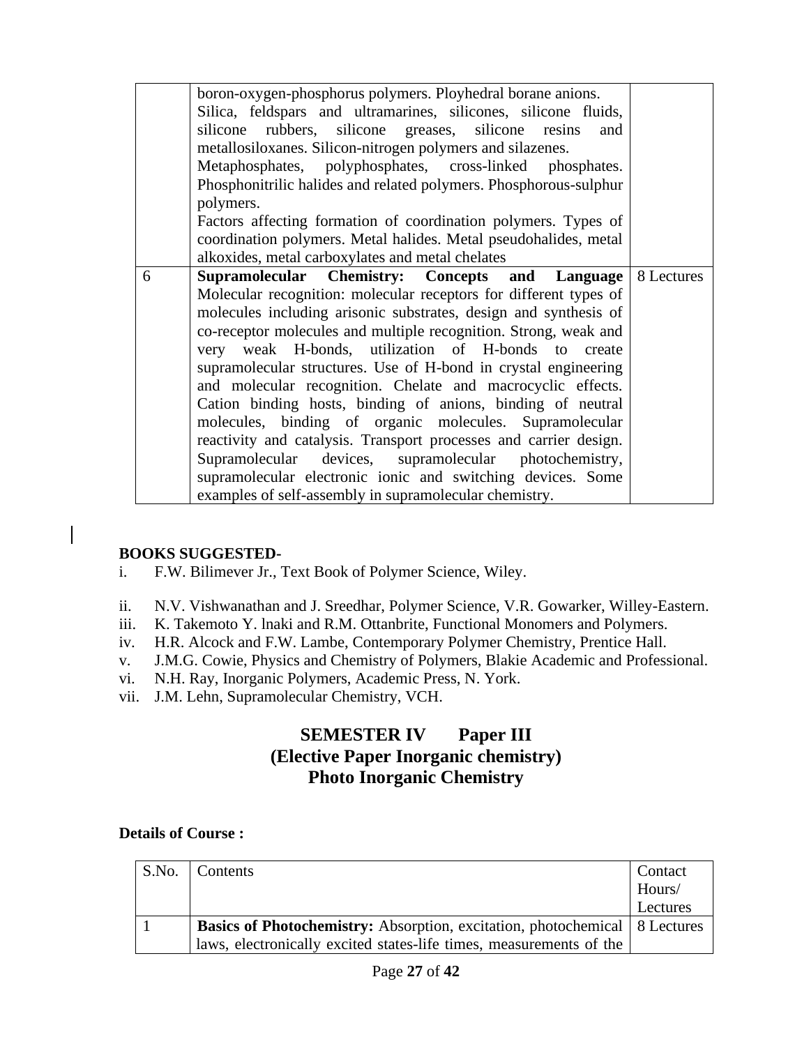| | | |
|---|---|---|
| | boron-oxygen-phosphorus polymers. Ployhedral borane anions. Silica, feldspars and ultramarines, silicones, silicone fluids, silicone rubbers, silicone greases, silicone resins and metallosiloxanes. Silicon-nitrogen polymers and silazenes. Metaphosphates, polyphosphates, cross-linked phosphates. Phosphonitrilic halides and related polymers. Phosphorous-sulphur polymers. Factors affecting formation of coordination polymers. Types of coordination polymers. Metal halides. Metal pseudohalides, metal alkoxides, metal carboxylates and metal chelates | |
| 6 | **Supramolecular Chemistry: Concepts and Language** Molecular recognition: molecular receptors for different types of molecules including arisonic substrates, design and synthesis of co-receptor molecules and multiple recognition. Strong, weak and very weak H-bonds, utilization of H-bonds to create supramolecular structures. Use of H-bond in crystal engineering and molecular recognition. Chelate and macrocyclic effects. Cation binding hosts, binding of anions, binding of neutral molecules, binding of organic molecules. Supramolecular reactivity and catalysis. Transport processes and carrier design. Supramolecular devices, supramolecular photochemistry, supramolecular electronic ionic and switching devices. Some examples of self-assembly in supramolecular chemistry. | 8 Lectures |

**BOOKS SUGGESTED-**

i. F.W. Bilimever Jr., Text Book of Polymer Science, Wiley.

ii. N.V. Vishwanathan and J. Sreedhar, Polymer Science, V.R. Gowarker, Willey-Eastern.

iii. K. Takemoto Y. lnaki and R.M. Ottanbrite, Functional Monomers and Polymers.

iv. H.R. Alcock and F.W. Lambe, Contemporary Polymer Chemistry, Prentice Hall.

v. J.M.G. Cowie, Physics and Chemistry of Polymers, Blakie Academic and Professional.

vi. N.H. Ray, Inorganic Polymers, Academic Press, N. York.

vii. J.M. Lehn, Supramolecular Chemistry, VCH.

## SEMESTER IV Paper III
## (Elective Paper Inorganic chemistry)
## Photo Inorganic Chemistry

**Details of Course :**

| S.No. | Contents | Contact Hours/ Lectures |
|---|---|---|
| 1 | **Basics of Photochemistry:** Absorption, excitation, photochemical laws, electronically excited states-life times, measurements of the | 8 Lectures |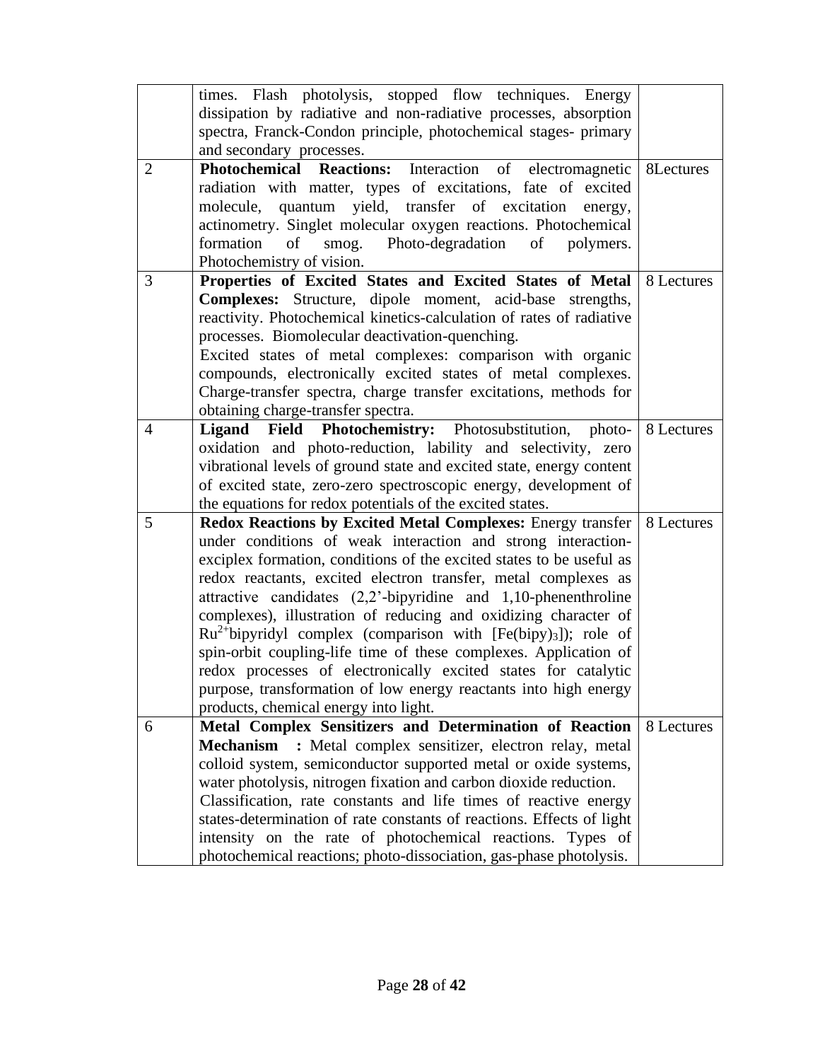| | | |
|---|---|---|
| | times. Flash photolysis, stopped flow techniques. Energy dissipation by radiative and non-radiative processes, absorption spectra, Franck-Condon principle, photochemical stages- primary and secondary processes. | |
| 2 | **Photochemical Reactions:** Interaction of electromagnetic radiation with matter, types of excitations, fate of excited molecule, quantum yield, transfer of excitation energy, actinometry. Singlet molecular oxygen reactions. Photochemical formation of smog. Photo-degradation of polymers. Photochemistry of vision. | 8Lectures |
| 3 | **Properties of Excited States and Excited States of Metal Complexes:** Structure, dipole moment, acid-base strengths, reactivity. Photochemical kinetics-calculation of rates of radiative processes. Biomolecular deactivation-quenching.<br>Excited states of metal complexes: comparison with organic compounds, electronically excited states of metal complexes. Charge-transfer spectra, charge transfer excitations, methods for obtaining charge-transfer spectra. | 8 Lectures |
| 4 | **Ligand Field Photochemistry:** Photosubstitution, photo-oxidation and photo-reduction, lability and selectivity, zero vibrational levels of ground state and excited state, energy content of excited state, zero-zero spectroscopic energy, development of the equations for redox potentials of the excited states. | 8 Lectures |
| 5 | **Redox Reactions by Excited Metal Complexes:** Energy transfer under conditions of weak interaction and strong interaction-exciplex formation, conditions of the excited states to be useful as redox reactants, excited electron transfer, metal complexes as attractive candidates (2,2'-bipyridine and 1,10-phenenthroline complexes), illustration of reducing and oxidizing character of $Ru^{2+}$bipyridyl complex (comparison with $[Fe(bipy)_3]$); role of spin-orbit coupling-life time of these complexes. Application of redox processes of electronically excited states for catalytic purpose, transformation of low energy reactants into high energy products, chemical energy into light. | 8 Lectures |
| 6 | **Metal Complex Sensitizers and Determination of Reaction Mechanism :** Metal complex sensitizer, electron relay, metal colloid system, semiconductor supported metal or oxide systems, water photolysis, nitrogen fixation and carbon dioxide reduction.<br>Classification, rate constants and life times of reactive energy states-determination of rate constants of reactions. Effects of light intensity on the rate of photochemical reactions. Types of photochemical reactions; photo-dissociation, gas-phase photolysis. | 8 Lectures |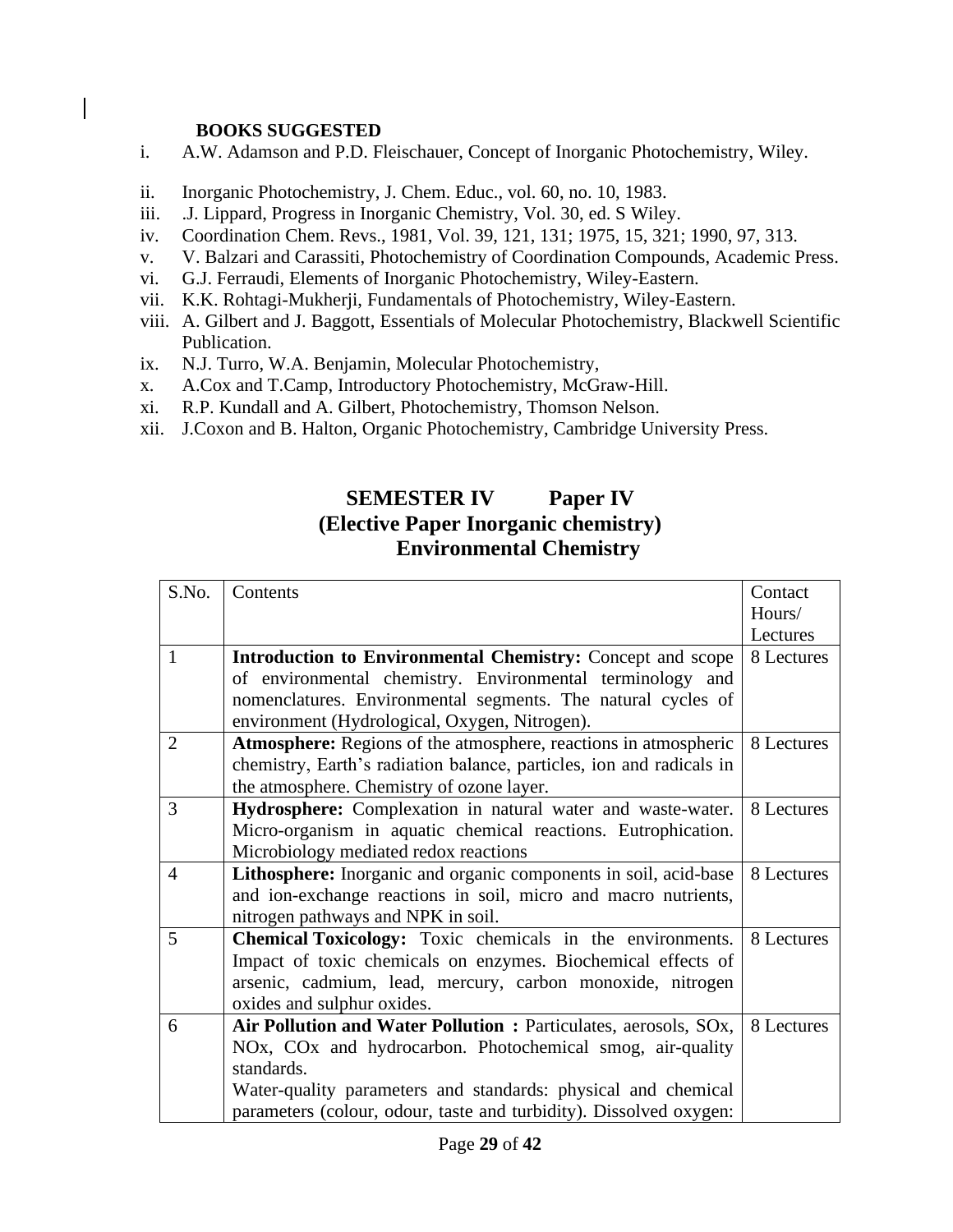**BOOKS SUGGESTED**

i. A.W. Adamson and P.D. Fleischauer, Concept of Inorganic Photochemistry, Wiley.
ii. Inorganic Photochemistry, J. Chem. Educ., vol. 60, no. 10, 1983.
iii. .J. Lippard, Progress in Inorganic Chemistry, Vol. 30, ed. S Wiley.
iv. Coordination Chem. Revs., 1981, Vol. 39, 121, 131; 1975, 15, 321; 1990, 97, 313.
v. V. Balzari and Carassiti, Photochemistry of Coordination Compounds, Academic Press.
vi. G.J. Ferraudi, Elements of Inorganic Photochemistry, Wiley-Eastern.
vii. K.K. Rohtagi-Mukherji, Fundamentals of Photochemistry, Wiley-Eastern.
viii. A. Gilbert and J. Baggott, Essentials of Molecular Photochemistry, Blackwell Scientific Publication.
ix. N.J. Turro, W.A. Benjamin, Molecular Photochemistry,
x. A.Cox and T.Camp, Introductory Photochemistry, McGraw-Hill.
xi. R.P. Kundall and A. Gilbert, Photochemistry, Thomson Nelson.
xii. J.Coxon and B. Halton, Organic Photochemistry, Cambridge University Press.

## SEMESTER IV Paper IV
## (Elective Paper Inorganic chemistry)
## Environmental Chemistry

| S.No. | Contents | Contact Hours/ Lectures |
|---|---|---|
| 1 | **Introduction to Environmental Chemistry:** Concept and scope of environmental chemistry. Environmental terminology and nomenclatures. Environmental segments. The natural cycles of environment (Hydrological, Oxygen, Nitrogen). | 8 Lectures |
| 2 | **Atmosphere:** Regions of the atmosphere, reactions in atmospheric chemistry, Earth's radiation balance, particles, ion and radicals in the atmosphere. Chemistry of ozone layer. | 8 Lectures |
| 3 | **Hydrosphere:** Complexation in natural water and waste-water. Micro-organism in aquatic chemical reactions. Eutrophication. Microbiology mediated redox reactions | 8 Lectures |
| 4 | **Lithosphere:** Inorganic and organic components in soil, acid-base and ion-exchange reactions in soil, micro and macro nutrients, nitrogen pathways and NPK in soil. | 8 Lectures |
| 5 | **Chemical Toxicology:** Toxic chemicals in the environments. Impact of toxic chemicals on enzymes. Biochemical effects of arsenic, cadmium, lead, mercury, carbon monoxide, nitrogen oxides and sulphur oxides. | 8 Lectures |
| 6 | **Air Pollution and Water Pollution :** Particulates, aerosols, SOx, NOx, COx and hydrocarbon. Photochemical smog, air-quality standards. Water-quality parameters and standards: physical and chemical parameters (colour, odour, taste and turbidity). Dissolved oxygen: | 8 Lectures |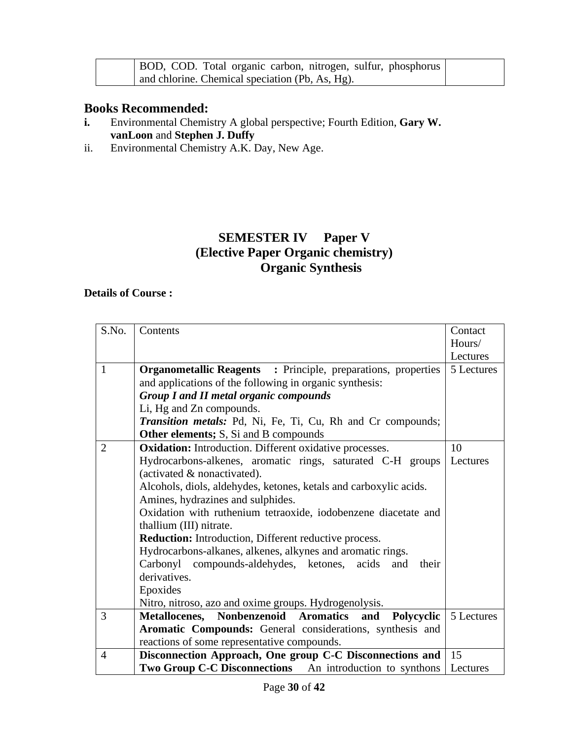| | BOD, COD. Total organic carbon, nitrogen, sulfur, phosphorus and chlorine. Chemical speciation (Pb, As, Hg). | |
|---|---|---|

## Books Recommended:

**i.** Environmental Chemistry A global perspective; Fourth Edition, **Gary W. vanLoon** and **Stephen J. Duffy**

ii. Environmental Chemistry A.K. Day, New Age.

# SEMESTER IV Paper V
## (Elective Paper Organic chemistry)
## Organic Synthesis

**Details of Course :**

| S.No. | Contents | Contact Hours/ Lectures |
|---|---|---|
| 1 | **Organometallic Reagents :** Principle, preparations, properties and applications of the following in organic synthesis:<br>***Group I and II metal organic compounds***<br>Li, Hg and Zn compounds.<br>***Transition metals:*** Pd, Ni, Fe, Ti, Cu, Rh and Cr compounds; **Other elements;** S, Si and B compounds | 5 Lectures |
| 2 | **Oxidation:** Introduction. Different oxidative processes.<br>Hydrocarbons-alkenes, aromatic rings, saturated C-H groups (activated & nonactivated).<br>Alcohols, diols, aldehydes, ketones, ketals and carboxylic acids.<br>Amines, hydrazines and sulphides.<br>Oxidation with ruthenium tetraoxide, iodobenzene diacetate and thallium (III) nitrate.<br>**Reduction:** Introduction, Different reductive process.<br>Hydrocarbons-alkanes, alkenes, alkynes and aromatic rings.<br>Carbonyl compounds-aldehydes, ketones, acids and their derivatives.<br>Epoxides<br>Nitro, nitroso, azo and oxime groups. Hydrogenolysis. | 10 Lectures |
| 3 | **Metallocenes, Nonbenzenoid Aromatics and Polycyclic Aromatic Compounds:** General considerations, synthesis and reactions of some representative compounds. | 5 Lectures |
| 4 | **Disconnection Approach, One group C-C Disconnections and Two Group C-C Disconnections** An introduction to synthons | 15 Lectures |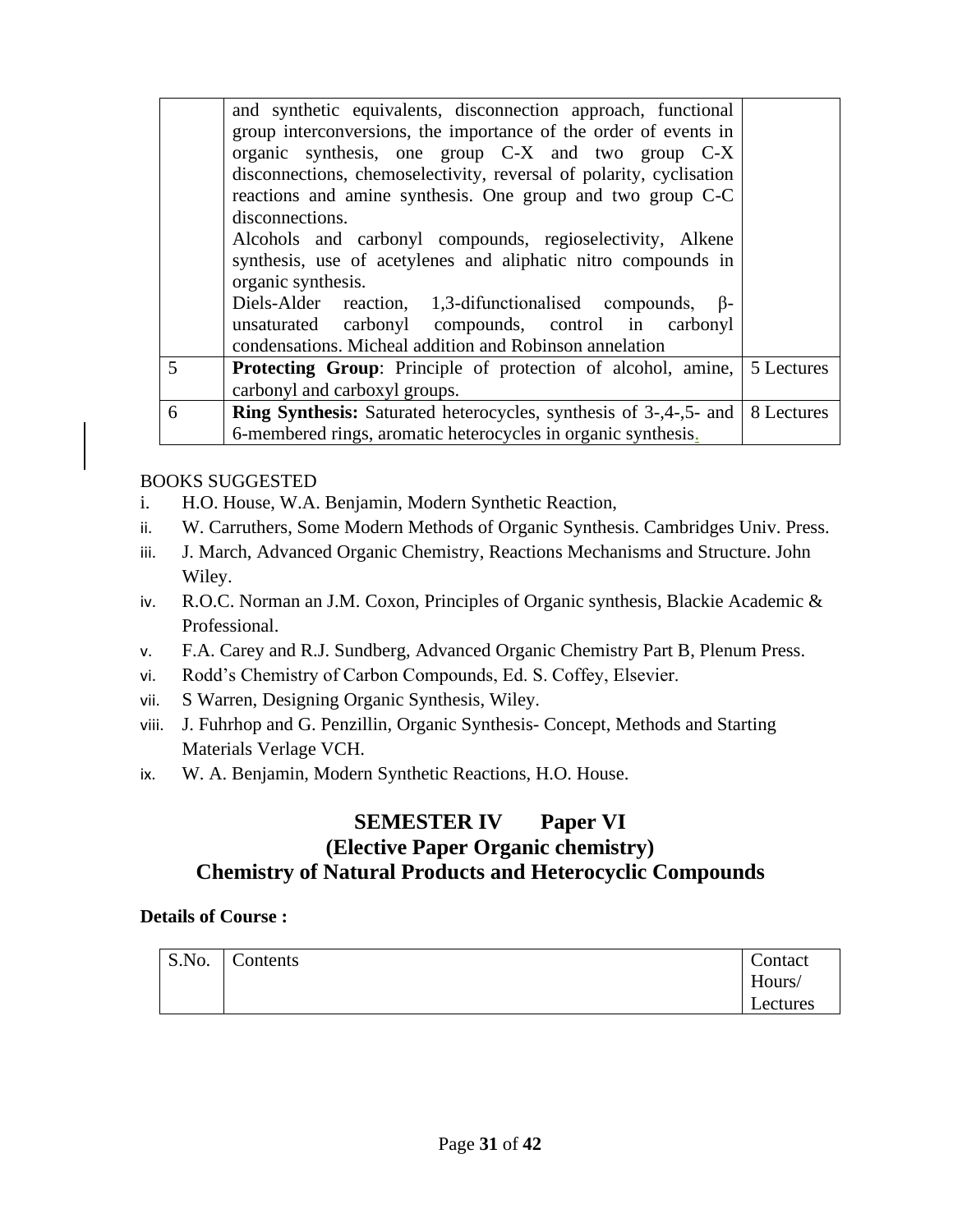| | | |
|---|---|---|
| | and synthetic equivalents, disconnection approach, functional group interconversions, the importance of the order of events in organic synthesis, one group C-X and two group C-X disconnections, chemoselectivity, reversal of polarity, cyclisation reactions and amine synthesis. One group and two group C-C disconnections. Alcohols and carbonyl compounds, regioselectivity, Alkene synthesis, use of acetylenes and aliphatic nitro compounds in organic synthesis. Diels-Alder reaction, 1,3-difunctionalised compounds, β-unsaturated carbonyl compounds, control in carbonyl condensations. Micheal addition and Robinson annelation | |
| 5 | **Protecting Group**: Principle of protection of alcohol, amine, carbonyl and carboxyl groups. | 5 Lectures |
| 6 | **Ring Synthesis:** Saturated heterocycles, synthesis of 3-,4-,5- and 6-membered rings, aromatic heterocycles in organic synthesis. | 8 Lectures |

BOOKS SUGGESTED

i. H.O. House, W.A. Benjamin, Modern Synthetic Reaction,
ii. W. Carruthers, Some Modern Methods of Organic Synthesis. Cambridges Univ. Press.
iii. J. March, Advanced Organic Chemistry, Reactions Mechanisms and Structure. John Wiley.
iv. R.O.C. Norman an J.M. Coxon, Principles of Organic synthesis, Blackie Academic & Professional.
v. F.A. Carey and R.J. Sundberg, Advanced Organic Chemistry Part B, Plenum Press.
vi. Rodd's Chemistry of Carbon Compounds, Ed. S. Coffey, Elsevier.
vii. S Warren, Designing Organic Synthesis, Wiley.
viii. J. Fuhrhop and G. Penzillin, Organic Synthesis- Concept, Methods and Starting Materials Verlage VCH.
ix. W. A. Benjamin, Modern Synthetic Reactions, H.O. House.

## SEMESTER IV Paper VI
## (Elective Paper Organic chemistry)
## Chemistry of Natural Products and Heterocyclic Compounds

**Details of Course :**

| S.No. | Contents | Contact Hours/ Lectures |
|---|---|---|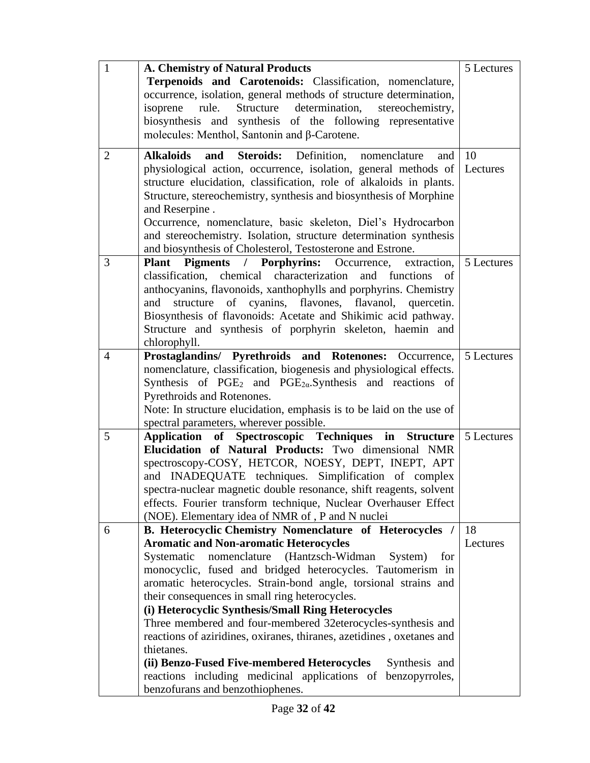| | | |
|---|---|---|
| 1 | **A. Chemistry of Natural Products** <br> **Terpenoids and Carotenoids:** Classification, nomenclature, occurrence, isolation, general methods of structure determination, isoprene rule. Structure determination, stereochemistry, biosynthesis and synthesis of the following representative molecules: Menthol, Santonin and β-Carotene. | 5 Lectures |
| 2 | **Alkaloids and Steroids:** Definition, nomenclature and physiological action, occurrence, isolation, general methods of structure elucidation, classification, role of alkaloids in plants. Structure, stereochemistry, synthesis and biosynthesis of Morphine and Reserpine . <br> Occurrence, nomenclature, basic skeleton, Diel's Hydrocarbon and stereochemistry. Isolation, structure determination synthesis and biosynthesis of Cholesterol, Testosterone and Estrone. | 10 Lectures |
| 3 | **Plant Pigments / Porphyrins:** Occurrence, extraction, classification, chemical characterization and functions of anthocyanins, flavonoids, xanthophylls and porphyrins. Chemistry and structure of cyanins, flavones, flavanol, quercetin. Biosynthesis of flavonoids: Acetate and Shikimic acid pathway. Structure and synthesis of porphyrin skeleton, haemin and chlorophyll. | 5 Lectures |
| 4 | **Prostaglandins/ Pyrethroids and Rotenones:** Occurrence, nomenclature, classification, biogenesis and physiological effects. Synthesis of $PGE_2$ and $PGE_{2\alpha}$.Synthesis and reactions of Pyrethroids and Rotenones. <br> Note: In structure elucidation, emphasis is to be laid on the use of spectral parameters, wherever possible. | 5 Lectures |
| 5 | **Application of Spectroscopic Techniques in Structure Elucidation of Natural Products:** Two dimensional NMR spectroscopy-COSY, HETCOR, NOESY, DEPT, INEPT, APT and INADEQUATE techniques. Simplification of complex spectra-nuclear magnetic double resonance, shift reagents, solvent effects. Fourier transform technique, Nuclear Overhauser Effect (NOE). Elementary idea of NMR of , P and N nuclei | 5 Lectures |
| 6 | **B. Heterocyclic Chemistry Nomenclature of Heterocycles / Aromatic and Non-aromatic Heterocycles** <br> Systematic nomenclature (Hantzsch-Widman System) for monocyclic, fused and bridged heterocycles. Tautomerism in aromatic heterocycles. Strain-bond angle, torsional strains and their consequences in small ring heterocycles. <br> **(i) Heterocyclic Synthesis/Small Ring Heterocycles** <br> Three membered and four-membered 32eterocycles-synthesis and reactions of aziridines, oxiranes, thiranes, azetidines , oxetanes and thietanes. <br> **(ii) Benzo-Fused Five-membered Heterocycles** Synthesis and reactions including medicinal applications of benzopyrroles, benzofurans and benzothiophenes. | 18 Lectures |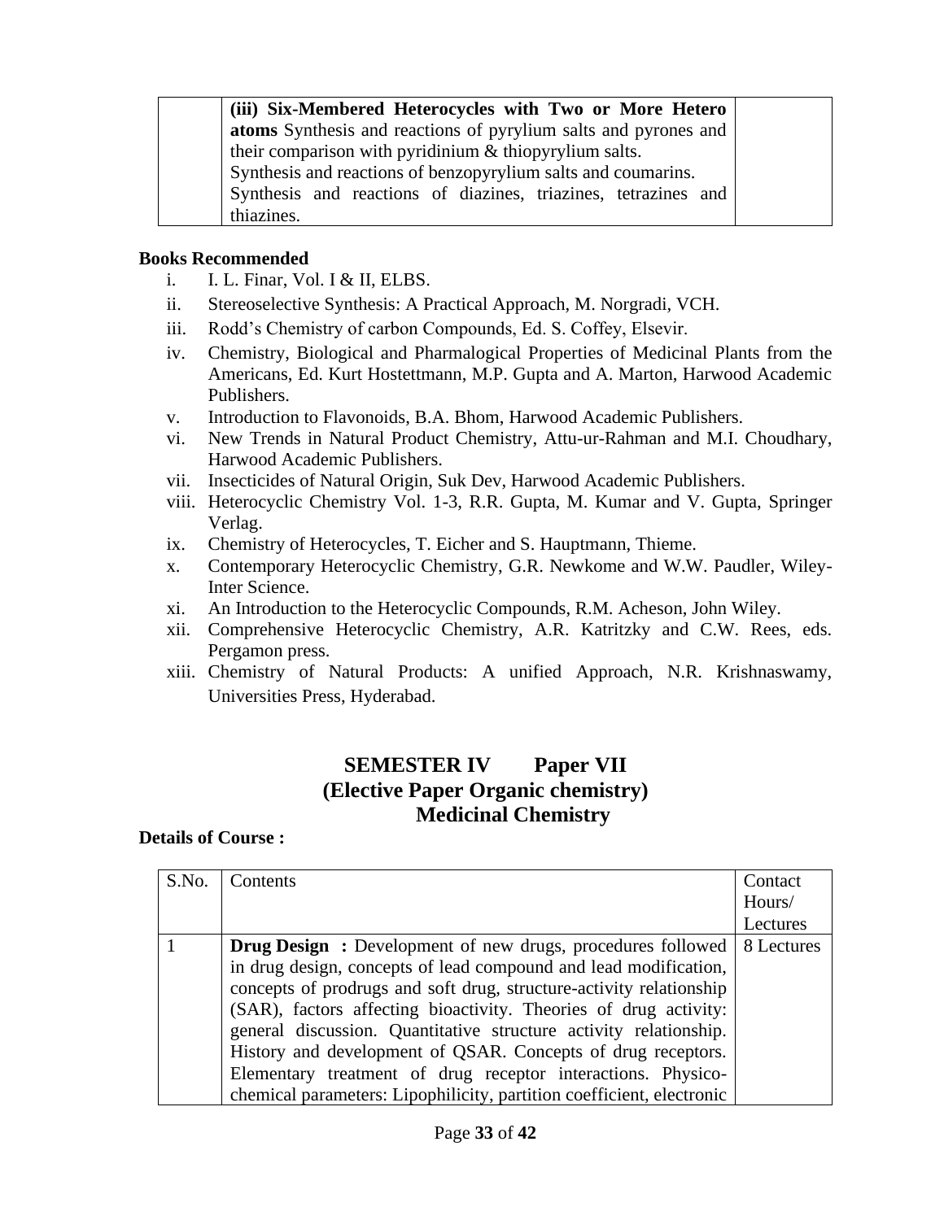| | **(iii) Six-Membered Heterocycles with Two or More Hetero atoms** Synthesis and reactions of pyrylium salts and pyrones and their comparison with pyridinium & thiopyrylium salts.<br>Synthesis and reactions of benzopyrylium salts and coumarins.<br>Synthesis and reactions of diazines, triazines, tetrazines and thiazines. | |
|---|---|---|

**Books Recommended**

i. I. L. Finar, Vol. I & II, ELBS.
ii. Stereoselective Synthesis: A Practical Approach, M. Norgradi, VCH.
iii. Rodd's Chemistry of carbon Compounds, Ed. S. Coffey, Elsevir.
iv. Chemistry, Biological and Pharmalogical Properties of Medicinal Plants from the Americans, Ed. Kurt Hostettmann, M.P. Gupta and A. Marton, Harwood Academic Publishers.
v. Introduction to Flavonoids, B.A. Bhom, Harwood Academic Publishers.
vi. New Trends in Natural Product Chemistry, Attu-ur-Rahman and M.I. Choudhary, Harwood Academic Publishers.
vii. Insecticides of Natural Origin, Suk Dev, Harwood Academic Publishers.
viii. Heterocyclic Chemistry Vol. 1-3, R.R. Gupta, M. Kumar and V. Gupta, Springer Verlag.
ix. Chemistry of Heterocycles, T. Eicher and S. Hauptmann, Thieme.
x. Contemporary Heterocyclic Chemistry, G.R. Newkome and W.W. Paudler, Wiley-Inter Science.
xi. An Introduction to the Heterocyclic Compounds, R.M. Acheson, John Wiley.
xii. Comprehensive Heterocyclic Chemistry, A.R. Katritzky and C.W. Rees, eds. Pergamon press.
xiii. Chemistry of Natural Products: A unified Approach, N.R. Krishnaswamy, Universities Press, Hyderabad.

## SEMESTER IV Paper VII
## (Elective Paper Organic chemistry)
## Medicinal Chemistry

**Details of Course :**

| S.No. | Contents | Contact Hours/ Lectures |
|---|---|---|
| 1 | **Drug Design :** Development of new drugs, procedures followed in drug design, concepts of lead compound and lead modification, concepts of prodrugs and soft drug, structure-activity relationship (SAR), factors affecting bioactivity. Theories of drug activity: general discussion. Quantitative structure activity relationship. History and development of QSAR. Concepts of drug receptors. Elementary treatment of drug receptor interactions. Physico-chemical parameters: Lipophilicity, partition coefficient, electronic | 8 Lectures |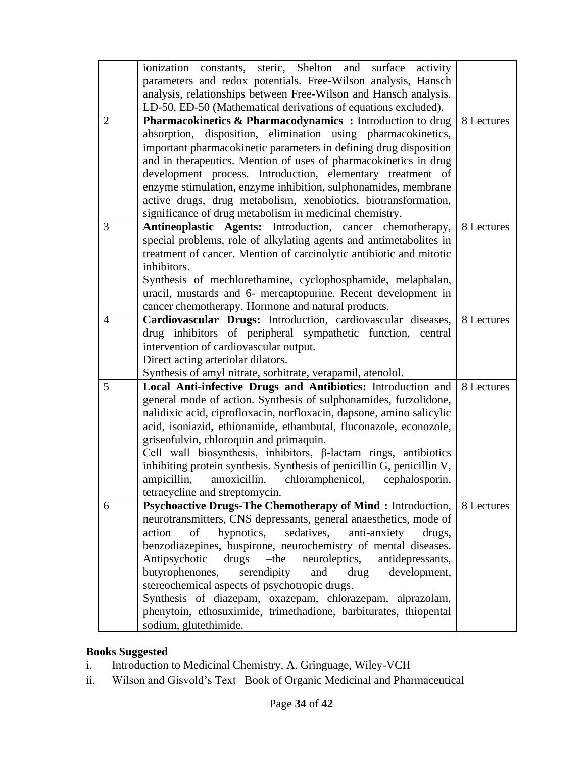| | | |
|---|---|---|
| | ionization constants, steric, Shelton and surface activity parameters and redox potentials. Free-Wilson analysis, Hansch analysis, relationships between Free-Wilson and Hansch analysis. LD-50, ED-50 (Mathematical derivations of equations excluded). | |
| 2 | **Pharmacokinetics & Pharmacodynamics :** Introduction to drug absorption, disposition, elimination using pharmacokinetics, important pharmacokinetic parameters in defining drug disposition and in therapeutics. Mention of uses of pharmacokinetics in drug development process. Introduction, elementary treatment of enzyme stimulation, enzyme inhibition, sulphonamides, membrane active drugs, drug metabolism, xenobiotics, biotransformation, significance of drug metabolism in medicinal chemistry. | 8 Lectures |
| 3 | **Antineoplastic Agents:** Introduction, cancer chemotherapy, special problems, role of alkylating agents and antimetabolites in treatment of cancer. Mention of carcinolytic antibiotic and mitotic inhibitors.<br>Synthesis of mechlorethamine, cyclophosphamide, melaphalan, uracil, mustards and 6- mercaptopurine. Recent development in cancer chemotherapy. Hormone and natural products. | 8 Lectures |
| 4 | **Cardiovascular Drugs:** Introduction, cardiovascular diseases, drug inhibitors of peripheral sympathetic function, central intervention of cardiovascular output.<br>Direct acting arteriolar dilators.<br>Synthesis of amyl nitrate, sorbitrate, verapamil, atenolol. | 8 Lectures |
| 5 | **Local Anti-infective Drugs and Antibiotics:** Introduction and general mode of action. Synthesis of sulphonamides, furzolidone, nalidixic acid, ciprofloxacin, norfloxacin, dapsone, amino salicylic acid, isoniazid, ethionamide, ethambutal, fluconazole, econozole, griseofulvin, chloroquin and primaquin.<br>Cell wall biosynthesis, inhibitors, β-lactam rings, antibiotics inhibiting protein synthesis. Synthesis of penicillin G, penicillin V, ampicillin, amoxicillin, chloramphenicol, cephalosporin, tetracycline and streptomycin. | 8 Lectures |
| 6 | **Psychoactive Drugs-The Chemotherapy of Mind :** Introduction, neurotransmitters, CNS depressants, general anaesthetics, mode of action of hypnotics, sedatives, anti-anxiety drugs, benzodiazepines, buspirone, neurochemistry of mental diseases. Antipsychotic drugs –the neuroleptics, antidepressants, butyrophenones, serendipity and drug development, stereochemical aspects of psychotropic drugs.<br>Synthesis of diazepam, oxazepam, chlorazepam, alprazolam, phenytoin, ethosuximide, trimethadione, barbiturates, thiopental sodium, glutethimide. | 8 Lectures |

**Books Suggested**

i. Introduction to Medicinal Chemistry, A. Gringuage, Wiley-VCH

ii. Wilson and Gisvold's Text –Book of Organic Medicinal and Pharmaceutical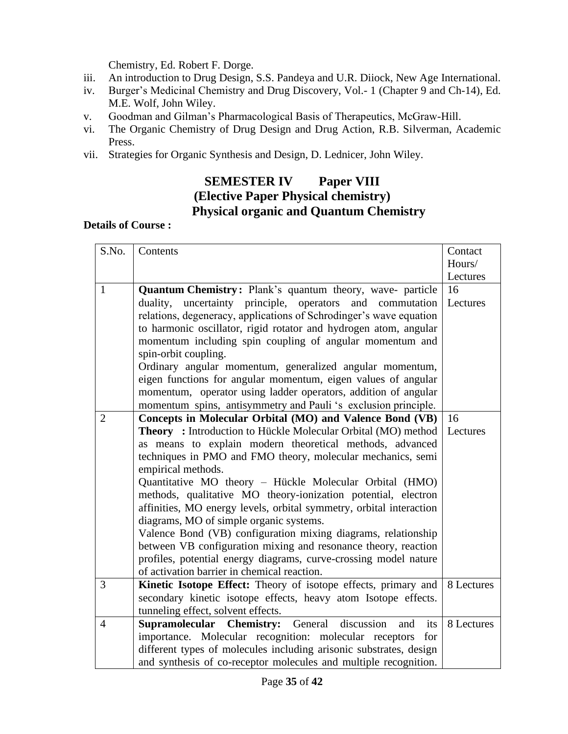Chemistry, Ed. Robert F. Dorge.

iii. An introduction to Drug Design, S.S. Pandeya and U.R. Diiock, New Age International.
iv. Burger's Medicinal Chemistry and Drug Discovery, Vol.- 1 (Chapter 9 and Ch-14), Ed. M.E. Wolf, John Wiley.
v. Goodman and Gilman's Pharmacological Basis of Therapeutics, McGraw-Hill.
vi. The Organic Chemistry of Drug Design and Drug Action, R.B. Silverman, Academic Press.
vii. Strategies for Organic Synthesis and Design, D. Lednicer, John Wiley.

## SEMESTER IV Paper VIII
## (Elective Paper Physical chemistry)
## Physical organic and Quantum Chemistry

**Details of Course :**

| S.No. | Contents | Contact Hours/ Lectures |
|---|---|---|
| 1 | **Quantum Chemistry :** Plank's quantum theory, wave- particle duality, uncertainty principle, operators and commutation relations, degeneracy, applications of Schrodinger's wave equation to harmonic oscillator, rigid rotator and hydrogen atom, angular momentum including spin coupling of angular momentum and spin-orbit coupling. Ordinary angular momentum, generalized angular momentum, eigen functions for angular momentum, eigen values of angular momentum, operator using ladder operators, addition of angular momentum spins, antisymmetry and Pauli 's exclusion principle. | 16 Lectures |
| 2 | **Concepts in Molecular Orbital (MO) and Valence Bond (VB) Theory :** Introduction to Hückle Molecular Orbital (MO) method as means to explain modern theoretical methods, advanced techniques in PMO and FMO theory, molecular mechanics, semi empirical methods. Quantitative MO theory – Hückle Molecular Orbital (HMO) methods, qualitative MO theory-ionization potential, electron affinities, MO energy levels, orbital symmetry, orbital interaction diagrams, MO of simple organic systems. Valence Bond (VB) configuration mixing diagrams, relationship between VB configuration mixing and resonance theory, reaction profiles, potential energy diagrams, curve-crossing model nature of activation barrier in chemical reaction. | 16 Lectures |
| 3 | **Kinetic Isotope Effect:** Theory of isotope effects, primary and secondary kinetic isotope effects, heavy atom Isotope effects. tunneling effect, solvent effects. | 8 Lectures |
| 4 | **Supramolecular Chemistry:** General discussion and its importance. Molecular recognition: molecular receptors for different types of molecules including arisonic substrates, design and synthesis of co-receptor molecules and multiple recognition. | 8 Lectures |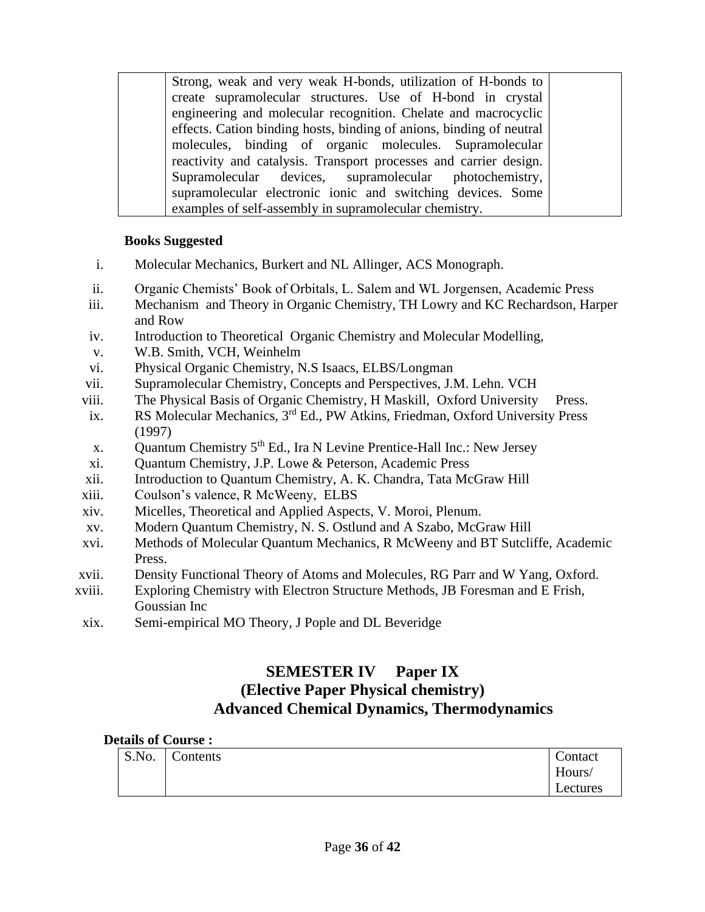|  | Strong, weak and very weak H-bonds, utilization of H-bonds to create supramolecular structures. Use of H-bond in crystal engineering and molecular recognition. Chelate and macrocyclic effects. Cation binding hosts, binding of anions, binding of neutral molecules, binding of organic molecules. Supramolecular reactivity and catalysis. Transport processes and carrier design. Supramolecular devices, supramolecular photochemistry, supramolecular electronic ionic and switching devices. Some examples of self-assembly in supramolecular chemistry. |  |
|---|---|---|

**Books Suggested**

i. Molecular Mechanics, Burkert and NL Allinger, ACS Monograph.
ii. Organic Chemists' Book of Orbitals, L. Salem and WL Jorgensen, Academic Press
iii. Mechanism and Theory in Organic Chemistry, TH Lowry and KC Rechardson, Harper and Row
iv. Introduction to Theoretical Organic Chemistry and Molecular Modelling,
v. W.B. Smith, VCH, Weinhelm
vi. Physical Organic Chemistry, N.S Isaacs, ELBS/Longman
vii. Supramolecular Chemistry, Concepts and Perspectives, J.M. Lehn. VCH
viii. The Physical Basis of Organic Chemistry, H Maskill, Oxford University Press.
ix. RS Molecular Mechanics, 3rd Ed., PW Atkins, Friedman, Oxford University Press (1997)
x. Quantum Chemistry 5th Ed., Ira N Levine Prentice-Hall Inc.: New Jersey
xi. Quantum Chemistry, J.P. Lowe & Peterson, Academic Press
xii. Introduction to Quantum Chemistry, A. K. Chandra, Tata McGraw Hill
xiii. Coulson's valence, R McWeeny, ELBS
xiv. Micelles, Theoretical and Applied Aspects, V. Moroi, Plenum.
xv. Modern Quantum Chemistry, N. S. Ostlund and A Szabo, McGraw Hill
xvi. Methods of Molecular Quantum Mechanics, R McWeeny and BT Sutcliffe, Academic Press.
xvii. Density Functional Theory of Atoms and Molecules, RG Parr and W Yang, Oxford.
xviii. Exploring Chemistry with Electron Structure Methods, JB Foresman and E Frish, Goussian Inc
xix. Semi-empirical MO Theory, J Pople and DL Beveridge

## SEMESTER IV Paper IX
## (Elective Paper Physical chemistry)
## Advanced Chemical Dynamics, Thermodynamics

**Details of Course :**

| S.No. | Contents | Contact Hours/ Lectures |
|---|---|---|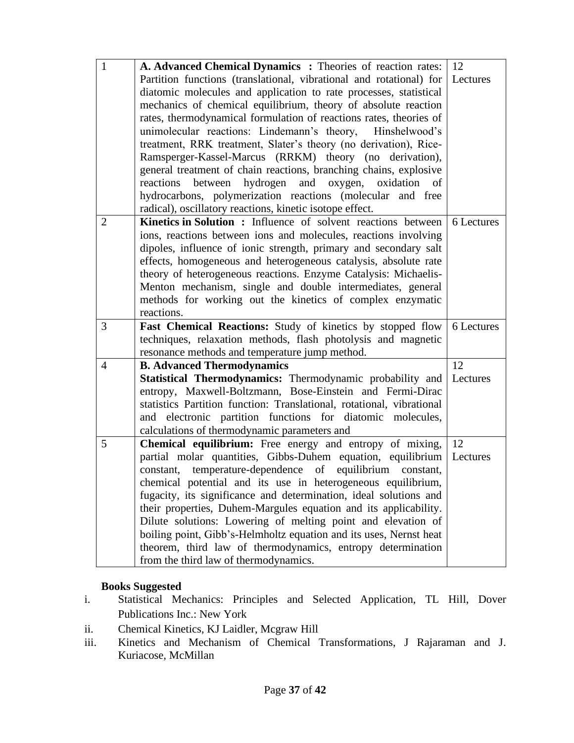| 1 | **A. Advanced Chemical Dynamics :** Theories of reaction rates: Partition functions (translational, vibrational and rotational) for diatomic molecules and application to rate processes, statistical mechanics of chemical equilibrium, theory of absolute reaction rates, thermodynamical formulation of reactions rates, theories of unimolecular reactions: Lindemann's theory, Hinshelwood's treatment, RRK treatment, Slater's theory (no derivation), Rice-Ramsperger-Kassel-Marcus (RRKM) theory (no derivation), general treatment of chain reactions, branching chains, explosive reactions between hydrogen and oxygen, oxidation of hydrocarbons, polymerization reactions (molecular and free radical), oscillatory reactions, kinetic isotope effect. | 12 Lectures |
|---|---|---|
| 2 | **Kinetics in Solution :** Influence of solvent reactions between ions, reactions between ions and molecules, reactions involving dipoles, influence of ionic strength, primary and secondary salt effects, homogeneous and heterogeneous catalysis, absolute rate theory of heterogeneous reactions. Enzyme Catalysis: Michaelis-Menton mechanism, single and double intermediates, general methods for working out the kinetics of complex enzymatic reactions. | 6 Lectures |
| 3 | **Fast Chemical Reactions:** Study of kinetics by stopped flow techniques, relaxation methods, flash photolysis and magnetic resonance methods and temperature jump method. | 6 Lectures |
| 4 | **B. Advanced Thermodynamics** **Statistical Thermodynamics:** Thermodynamic probability and entropy, Maxwell-Boltzmann, Bose-Einstein and Fermi-Dirac statistics Partition function: Translational, rotational, vibrational and electronic partition functions for diatomic molecules, calculations of thermodynamic parameters and | 12 Lectures |
| 5 | **Chemical equilibrium:** Free energy and entropy of mixing, partial molar quantities, Gibbs-Duhem equation, equilibrium constant, temperature-dependence of equilibrium constant, chemical potential and its use in heterogeneous equilibrium, fugacity, its significance and determination, ideal solutions and their properties, Duhem-Margules equation and its applicability. Dilute solutions: Lowering of melting point and elevation of boiling point, Gibb's-Helmholtz equation and its uses, Nernst heat theorem, third law of thermodynamics, entropy determination from the third law of thermodynamics. | 12 Lectures |

**Books Suggested**

i. Statistical Mechanics: Principles and Selected Application, TL Hill, Dover Publications Inc.: New York
ii. Chemical Kinetics, KJ Laidler, Mcgraw Hill
iii. Kinetics and Mechanism of Chemical Transformations, J Rajaraman and J. Kuriacose, McMillan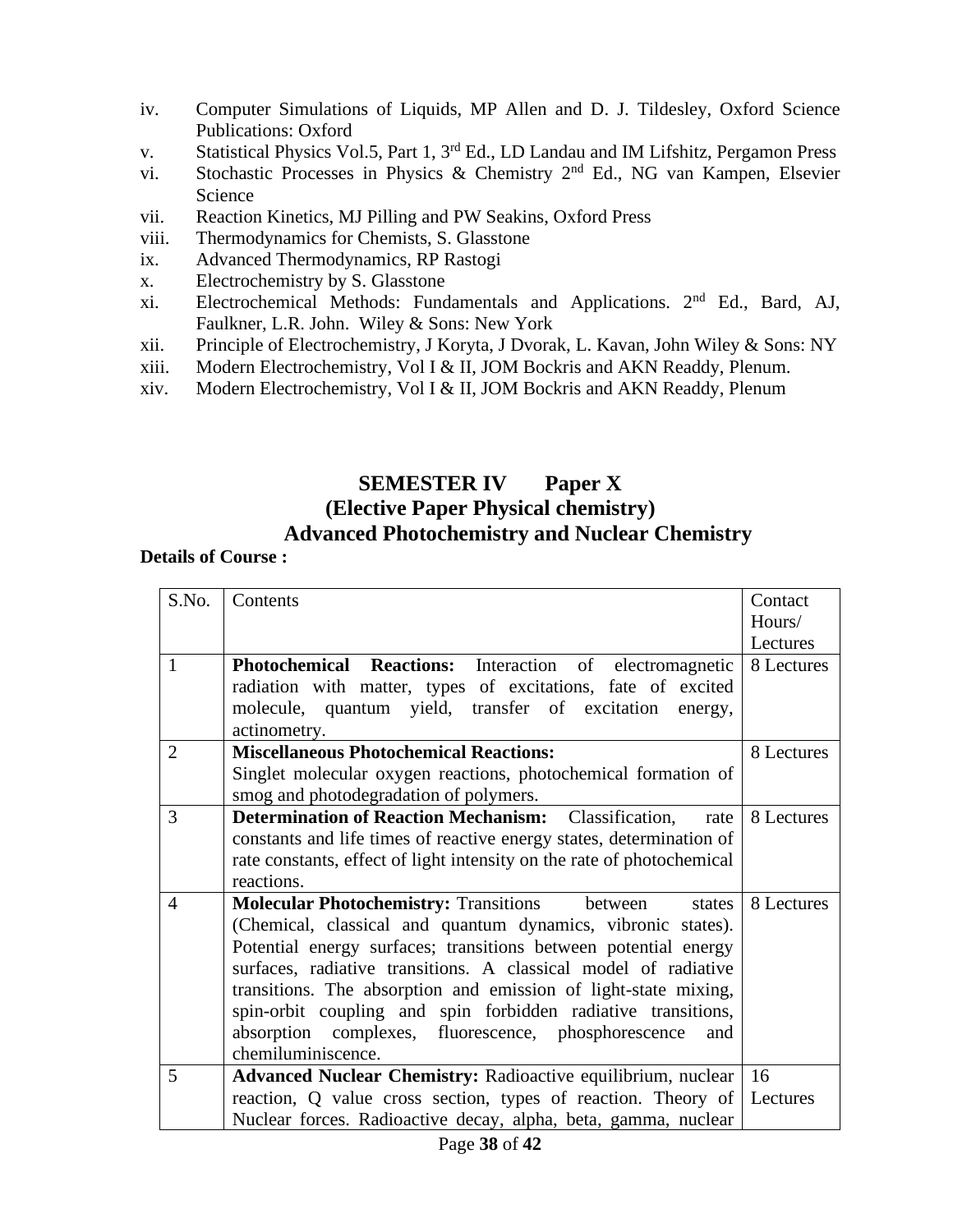iv. Computer Simulations of Liquids, MP Allen and D. J. Tildesley, Oxford Science Publications: Oxford
v. Statistical Physics Vol.5, Part 1, 3rd Ed., LD Landau and IM Lifshitz, Pergamon Press
vi. Stochastic Processes in Physics & Chemistry 2nd Ed., NG van Kampen, Elsevier Science
vii. Reaction Kinetics, MJ Pilling and PW Seakins, Oxford Press
viii. Thermodynamics for Chemists, S. Glasstone
ix. Advanced Thermodynamics, RP Rastogi
x. Electrochemistry by S. Glasstone
xi. Electrochemical Methods: Fundamentals and Applications. 2nd Ed., Bard, AJ, Faulkner, L.R. John. Wiley & Sons: New York
xii. Principle of Electrochemistry, J Koryta, J Dvorak, L. Kavan, John Wiley & Sons: NY
xiii. Modern Electrochemistry, Vol I & II, JOM Bockris and AKN Readdy, Plenum.
xiv. Modern Electrochemistry, Vol I & II, JOM Bockris and AKN Readdy, Plenum

## SEMESTER IV Paper X
## (Elective Paper Physical chemistry)
## Advanced Photochemistry and Nuclear Chemistry

**Details of Course :**

| S.No. | Contents | Contact Hours/ Lectures |
|---|---|---|
| 1 | **Photochemical Reactions:** Interaction of electromagnetic radiation with matter, types of excitations, fate of excited molecule, quantum yield, transfer of excitation energy, actinometry. | 8 Lectures |
| 2 | **Miscellaneous Photochemical Reactions:** Singlet molecular oxygen reactions, photochemical formation of smog and photodegradation of polymers. | 8 Lectures |
| 3 | **Determination of Reaction Mechanism:** Classification, rate constants and life times of reactive energy states, determination of rate constants, effect of light intensity on the rate of photochemical reactions. | 8 Lectures |
| 4 | **Molecular Photochemistry:** Transitions between states (Chemical, classical and quantum dynamics, vibronic states). Potential energy surfaces; transitions between potential energy surfaces, radiative transitions. A classical model of radiative transitions. The absorption and emission of light-state mixing, spin-orbit coupling and spin forbidden radiative transitions, absorption complexes, fluorescence, phosphorescence and chemiluminiscence. | 8 Lectures |
| 5 | **Advanced Nuclear Chemistry:** Radioactive equilibrium, nuclear reaction, Q value cross section, types of reaction. Theory of Nuclear forces. Radioactive decay, alpha, beta, gamma, nuclear | 16 Lectures |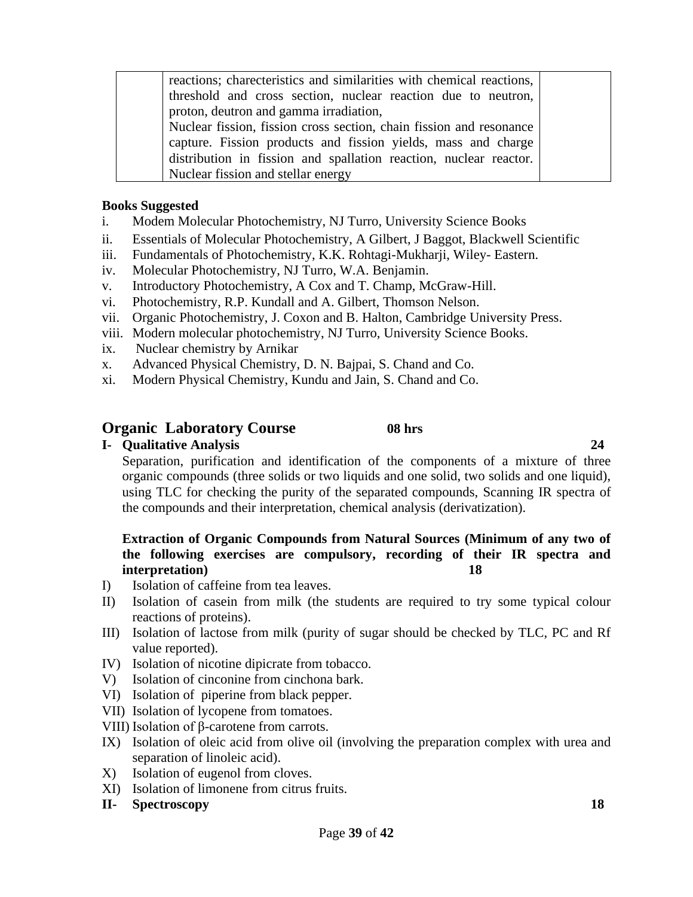| | | |
|---|---|---|
| | reactions; charecteristics and similarities with chemical reactions, threshold and cross section, nuclear reaction due to neutron, proton, deutron and gamma irradiation,<br>Nuclear fission, fission cross section, chain fission and resonance capture. Fission products and fission yields, mass and charge distribution in fission and spallation reaction, nuclear reactor. Nuclear fission and stellar energy | |

**Books Suggested**

i. Modem Molecular Photochemistry, NJ Turro, University Science Books
ii. Essentials of Molecular Photochemistry, A Gilbert, J Baggot, Blackwell Scientific
iii. Fundamentals of Photochemistry, K.K. Rohtagi-Mukharji, Wiley- Eastern.
iv. Molecular Photochemistry, NJ Turro, W.A. Benjamin.
v. Introductory Photochemistry, A Cox and T. Champ, McGraw-Hill.
vi. Photochemistry, R.P. Kundall and A. Gilbert, Thomson Nelson.
vii. Organic Photochemistry, J. Coxon and B. Halton, Cambridge University Press.
viii. Modern molecular photochemistry, NJ Turro, University Science Books.
ix. Nuclear chemistry by Arnikar
x. Advanced Physical Chemistry, D. N. Bajpai, S. Chand and Co.
xi. Modern Physical Chemistry, Kundu and Jain, S. Chand and Co.

## Organic Laboratory Course 08 hrs

**I- Qualitative Analysis 24**

Separation, purification and identification of the components of a mixture of three organic compounds (three solids or two liquids and one solid, two solids and one liquid), using TLC for checking the purity of the separated compounds, Scanning IR spectra of the compounds and their interpretation, chemical analysis (derivatization).

**Extraction of Organic Compounds from Natural Sources (Minimum of any two of the following exercises are compulsory, recording of their IR spectra and interpretation) 18**

I) Isolation of caffeine from tea leaves.
II) Isolation of casein from milk (the students are required to try some typical colour reactions of proteins).
III) Isolation of lactose from milk (purity of sugar should be checked by TLC, PC and Rf value reported).
IV) Isolation of nicotine dipicrate from tobacco.
V) Isolation of cinconine from cinchona bark.
VI) Isolation of piperine from black pepper.
VII) Isolation of lycopene from tomatoes.
VIII) Isolation of β-carotene from carrots.
IX) Isolation of oleic acid from olive oil (involving the preparation complex with urea and separation of linoleic acid).
X) Isolation of eugenol from cloves.
XI) Isolation of limonene from citrus fruits.

**II- Spectroscopy 18**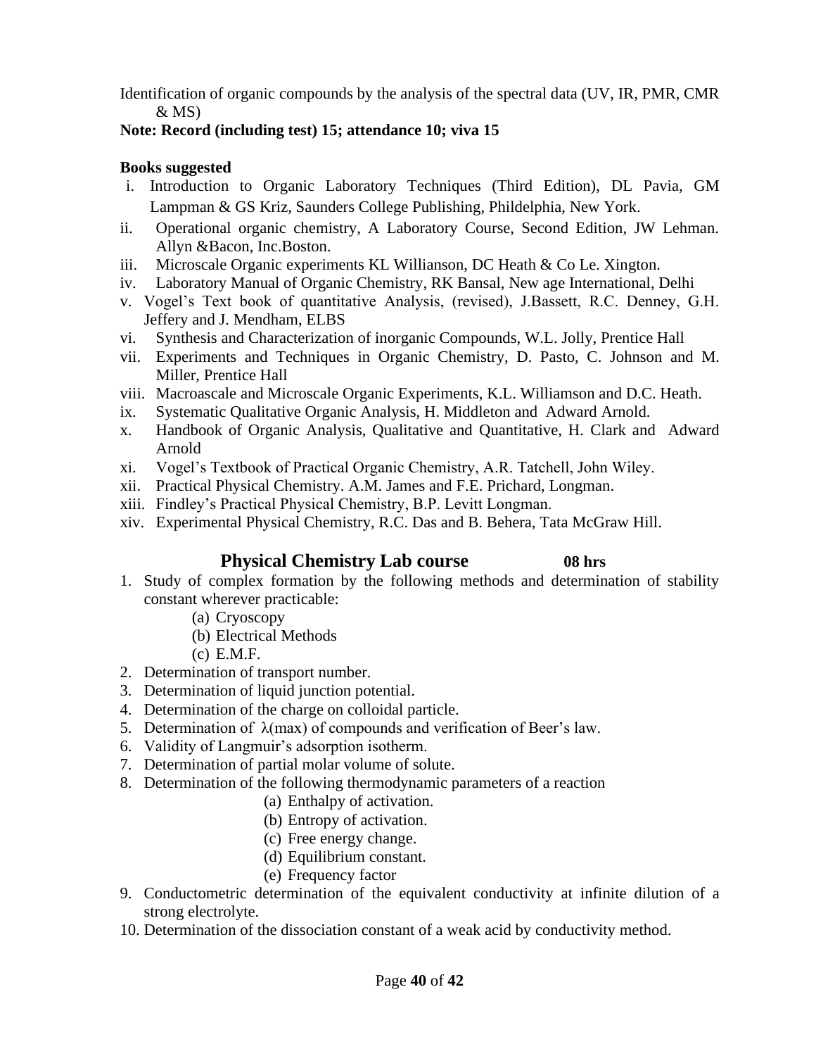Identification of organic compounds by the analysis of the spectral data (UV, IR, PMR, CMR & MS)

**Note: Record (including test) 15; attendance 10; viva 15**

**Books suggested**

i. Introduction to Organic Laboratory Techniques (Third Edition), DL Pavia, GM Lampman & GS Kriz, Saunders College Publishing, Phildelphia, New York.
ii. Operational organic chemistry, A Laboratory Course, Second Edition, JW Lehman. Allyn &Bacon, Inc.Boston.
iii. Microscale Organic experiments KL Willianson, DC Heath & Co Le. Xington.
iv. Laboratory Manual of Organic Chemistry, RK Bansal, New age International, Delhi
v. Vogel's Text book of quantitative Analysis, (revised), J.Bassett, R.C. Denney, G.H. Jeffery and J. Mendham, ELBS
vi. Synthesis and Characterization of inorganic Compounds, W.L. Jolly, Prentice Hall
vii. Experiments and Techniques in Organic Chemistry, D. Pasto, C. Johnson and M. Miller, Prentice Hall
viii. Macroascale and Microscale Organic Experiments, K.L. Williamson and D.C. Heath.
ix. Systematic Qualitative Organic Analysis, H. Middleton and Adward Arnold.
x. Handbook of Organic Analysis, Qualitative and Quantitative, H. Clark and Adward Arnold
xi. Vogel's Textbook of Practical Organic Chemistry, A.R. Tatchell, John Wiley.
xii. Practical Physical Chemistry. A.M. James and F.E. Prichard, Longman.
xiii. Findley's Practical Physical Chemistry, B.P. Levitt Longman.
xiv. Experimental Physical Chemistry, R.C. Das and B. Behera, Tata McGraw Hill.

## Physical Chemistry Lab course **08 hrs**

1. Study of complex formation by the following methods and determination of stability constant wherever practicable:
   (a) Cryoscopy
   (b) Electrical Methods
   (c) E.M.F.
2. Determination of transport number.
3. Determination of liquid junction potential.
4. Determination of the charge on colloidal particle.
5. Determination of $\lambda$(max) of compounds and verification of Beer's law.
6. Validity of Langmuir's adsorption isotherm.
7. Determination of partial molar volume of solute.
8. Determination of the following thermodynamic parameters of a reaction
   (a) Enthalpy of activation.
   (b) Entropy of activation.
   (c) Free energy change.
   (d) Equilibrium constant.
   (e) Frequency factor
9. Conductometric determination of the equivalent conductivity at infinite dilution of a strong electrolyte.
10. Determination of the dissociation constant of a weak acid by conductivity method.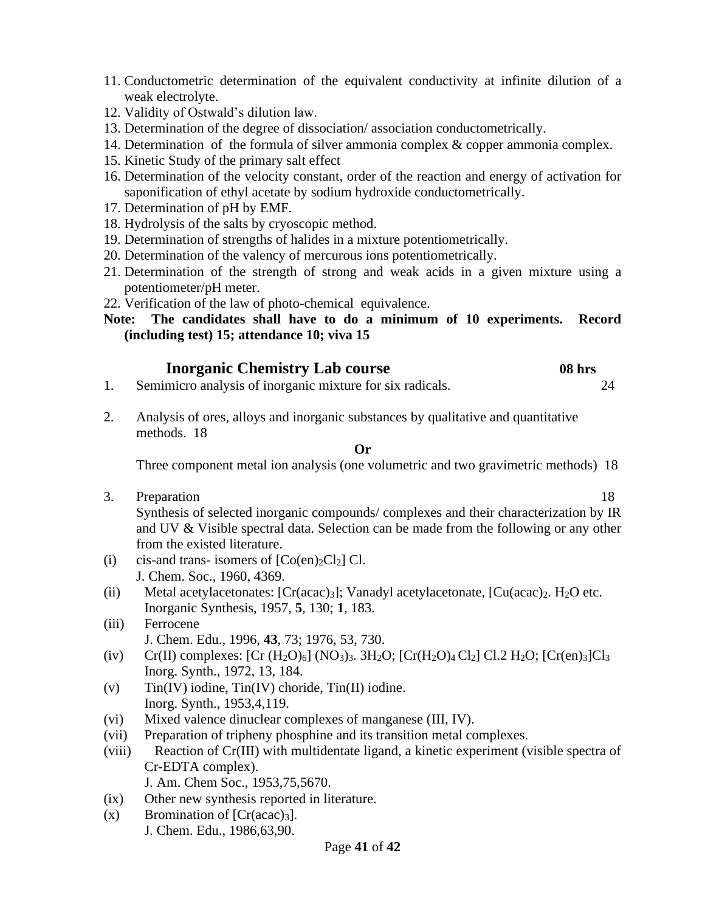11. Conductometric determination of the equivalent conductivity at infinite dilution of a weak electrolyte.
12. Validity of Ostwald's dilution law.
13. Determination of the degree of dissociation/ association conductometrically.
14. Determination of the formula of silver ammonia complex & copper ammonia complex.
15. Kinetic Study of the primary salt effect
16. Determination of the velocity constant, order of the reaction and energy of activation for saponification of ethyl acetate by sodium hydroxide conductometrically.
17. Determination of pH by EMF.
18. Hydrolysis of the salts by cryoscopic method.
19. Determination of strengths of halides in a mixture potentiometrically.
20. Determination of the valency of mercurous ions potentiometrically.
21. Determination of the strength of strong and weak acids in a given mixture using a potentiometer/pH meter.
22. Verification of the law of photo-chemical equivalence.

**Note: The candidates shall have to do a minimum of 10 experiments. Record (including test) 15; attendance 10; viva 15**

## Inorganic Chemistry Lab course **08 hrs**

1. Semimicro analysis of inorganic mixture for six radicals. 24

2. Analysis of ores, alloys and inorganic substances by qualitative and quantitative methods. 18

   **Or**

   Three component metal ion analysis (one volumetric and two gravimetric methods) 18

3. Preparation 18

   Synthesis of selected inorganic compounds/ complexes and their characterization by IR and UV & Visible spectral data. Selection can be made from the following or any other from the existed literature.

(i) cis-and trans- isomers of $[Co(en)_2Cl_2]$ Cl.
J. Chem. Soc., 1960, 4369.

(ii) Metal acetylacetonates: $[Cr(acac)_3]$; Vanadyl acetylacetonate, $[Cu(acac)_2 . H_2O$ etc.
Inorganic Synthesis, 1957, **5**, 130; **1**, 183.

(iii) Ferrocene
J. Chem. Edu., 1996, **43**, 73; 1976, 53, 730.

(iv) Cr(II) complexes: $[Cr(H_2O)_6](NO_3)_3 . 3H_2O$; $[Cr(H_2O)_4Cl_2]Cl . 2H_2O$; $[Cr(en)_3]Cl_3$
Inorg. Synth., 1972, 13, 184.

(v) Tin(IV) iodine, Tin(IV) choride, Tin(II) iodine.
Inorg. Synth., 1953,4,119.

(vi) Mixed valence dinuclear complexes of manganese (III, IV).

(vii) Preparation of tripheny phosphine and its transition metal complexes.

(viii) Reaction of Cr(III) with multidentate ligand, a kinetic experiment (visible spectra of Cr-EDTA complex).
J. Am. Chem Soc., 1953,75,5670.

(ix) Other new synthesis reported in literature.

(x) Bromination of $[Cr(acac)_3]$.
J. Chem. Edu., 1986,63,90.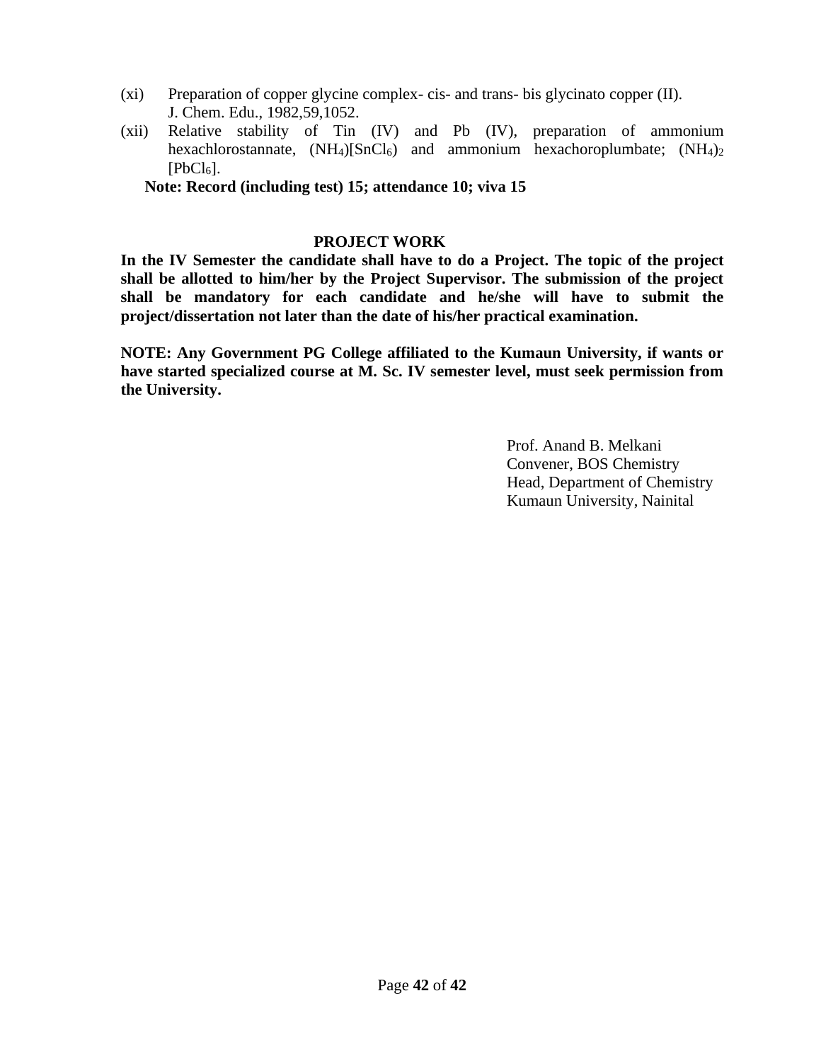(xi) Preparation of copper glycine complex- cis- and trans- bis glycinato copper (II). J. Chem. Edu., 1982,59,1052.

(xii) Relative stability of Tin (IV) and Pb (IV), preparation of ammonium hexachlorostannate, $(NH_4)[SnCl_6)$ and ammonium hexachoroplumbate; $(NH_4)_2 [PbCl_6]$.

**Note: Record (including test) 15; attendance 10; viva 15**

## PROJECT WORK

**In the IV Semester the candidate shall have to do a Project. The topic of the project shall be allotted to him/her by the Project Supervisor. The submission of the project shall be mandatory for each candidate and he/she will have to submit the project/dissertation not later than the date of his/her practical examination.**

**NOTE: Any Government PG College affiliated to the Kumaun University, if wants or have started specialized course at M. Sc. IV semester level, must seek permission from the University.**

Prof. Anand B. Melkani
Convener, BOS Chemistry
Head, Department of Chemistry
Kumaun University, Nainital